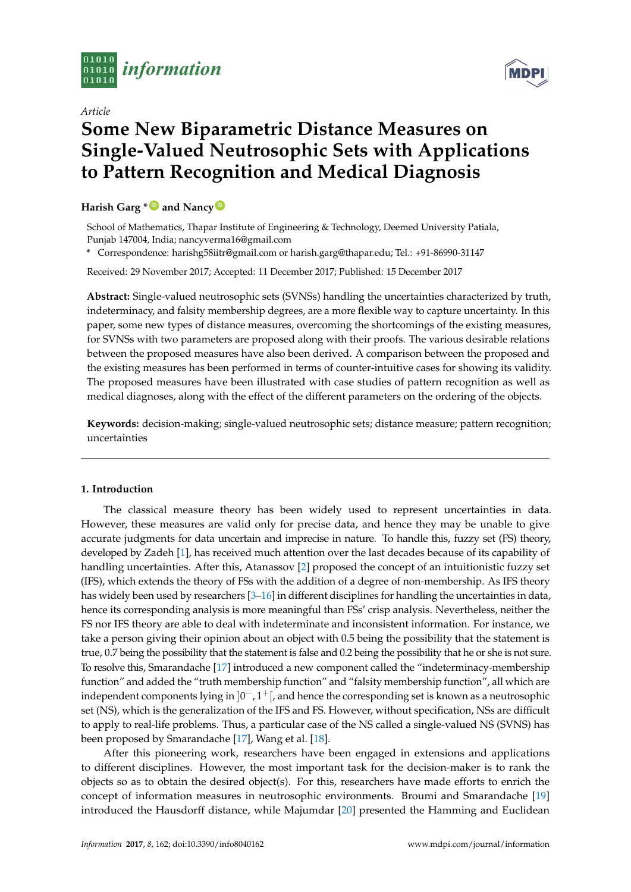*information*

Article

# Some New Biparametric Distance Measures on Single-Valued Neutrosophic Sets with Applications to Pattern Recognition and Medical Diagnosis

**Harish Garg \* and Nancy**

School of Mathematics, Thapar Institute of Engineering & Technology, Deemed University Patiala, Punjab 147004, India; nancyverma16@gmail.com

\* Correspondence: harishg58iitr@gmail.com or harish.garg@thapar.edu; Tel.: +91-86990-31147

Received: 29 November 2017; Accepted: 11 December 2017; Published: 15 December 2017

**Abstract:** Single-valued neutrosophic sets (SVNSs) handling the uncertainties characterized by truth, indeterminacy, and falsity membership degrees, are a more flexible way to capture uncertainty. In this paper, some new types of distance measures, overcoming the shortcomings of the existing measures, for SVNSs with two parameters are proposed along with their proofs. The various desirable relations between the proposed measures have also been derived. A comparison between the proposed and the existing measures has been performed in terms of counter-intuitive cases for showing its validity. The proposed measures have been illustrated with case studies of pattern recognition as well as medical diagnoses, along with the effect of the different parameters on the ordering of the objects.

**Keywords:** decision-making; single-valued neutrosophic sets; distance measure; pattern recognition; uncertainties

## 1. Introduction

The classical measure theory has been widely used to represent uncertainties in data. However, these measures are valid only for precise data, and hence they may be unable to give accurate judgments for data uncertain and imprecise in nature. To handle this, fuzzy set (FS) theory, developed by Zadeh [1], has received much attention over the last decades because of its capability of handling uncertainties. After this, Atanassov [2] proposed the concept of an intuitionistic fuzzy set (IFS), which extends the theory of FSs with the addition of a degree of non-membership. As IFS theory has widely been used by researchers [3–16] in different disciplines for handling the uncertainties in data, hence its corresponding analysis is more meaningful than FSs' crisp analysis. Nevertheless, neither the FS nor IFS theory are able to deal with indeterminate and inconsistent information. For instance, we take a person giving their opinion about an object with 0.5 being the possibility that the statement is true, 0.7 being the possibility that the statement is false and 0.2 being the possibility that he or she is not sure. To resolve this, Smarandache [17] introduced a new component called the "indeterminacy-membership function" and added the "truth membership function" and "falsity membership function", all which are independent components lying in $]0^-, 1^+[$, and hence the corresponding set is known as a neutrosophic set (NS), which is the generalization of the IFS and FS. However, without specification, NSs are difficult to apply to real-life problems. Thus, a particular case of the NS called a single-valued NS (SVNS) has been proposed by Smarandache [17], Wang et al. [18].

After this pioneering work, researchers have been engaged in extensions and applications to different disciplines. However, the most important task for the decision-maker is to rank the objects so as to obtain the desired object(s). For this, researchers have made efforts to enrich the concept of information measures in neutrosophic environments. Broumi and Smarandache [19] introduced the Hausdorff distance, while Majumdar [20] presented the Hamming and Euclidean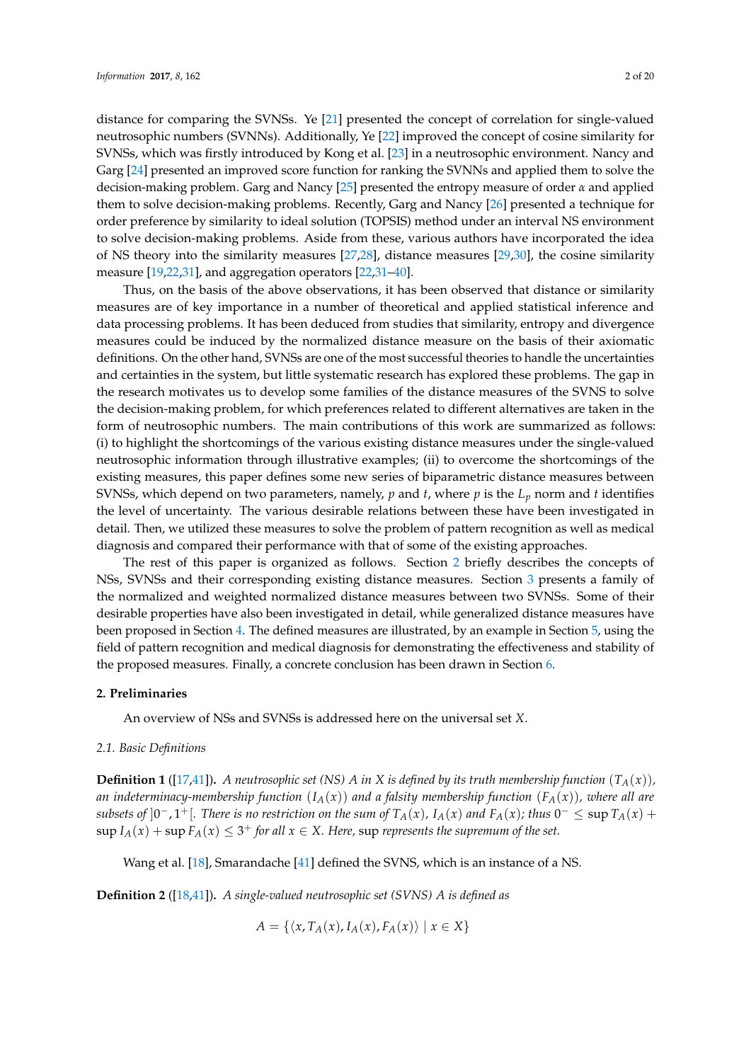distance for comparing the SVNSs. Ye [21] presented the concept of correlation for single-valued neutrosophic numbers (SVNNs). Additionally, Ye [22] improved the concept of cosine similarity for SVNSs, which was firstly introduced by Kong et al. [23] in a neutrosophic environment. Nancy and Garg [24] presented an improved score function for ranking the SVNNs and applied them to solve the decision-making problem. Garg and Nancy [25] presented the entropy measure of order $\alpha$ and applied them to solve decision-making problems. Recently, Garg and Nancy [26] presented a technique for order preference by similarity to ideal solution (TOPSIS) method under an interval NS environment to solve decision-making problems. Aside from these, various authors have incorporated the idea of NS theory into the similarity measures [27,28], distance measures [29,30], the cosine similarity measure [19,22,31], and aggregation operators [22,31–40].

Thus, on the basis of the above observations, it has been observed that distance or similarity measures are of key importance in a number of theoretical and applied statistical inference and data processing problems. It has been deduced from studies that similarity, entropy and divergence measures could be induced by the normalized distance measure on the basis of their axiomatic definitions. On the other hand, SVNSs are one of the most successful theories to handle the uncertainties and certainties in the system, but little systematic research has explored these problems. The gap in the research motivates us to develop some families of the distance measures of the SVNS to solve the decision-making problem, for which preferences related to different alternatives are taken in the form of neutrosophic numbers. The main contributions of this work are summarized as follows: (i) to highlight the shortcomings of the various existing distance measures under the single-valued neutrosophic information through illustrative examples; (ii) to overcome the shortcomings of the existing measures, this paper defines some new series of biparametric distance measures between SVNSs, which depend on two parameters, namely, $p$ and $t$, where $p$ is the $L_p$ norm and $t$ identifies the level of uncertainty. The various desirable relations between these have been investigated in detail. Then, we utilized these measures to solve the problem of pattern recognition as well as medical diagnosis and compared their performance with that of some of the existing approaches.

The rest of this paper is organized as follows. Section 2 briefly describes the concepts of NSs, SVNSs and their corresponding existing distance measures. Section 3 presents a family of the normalized and weighted normalized distance measures between two SVNSs. Some of their desirable properties have also been investigated in detail, while generalized distance measures have been proposed in Section 4. The defined measures are illustrated, by an example in Section 5, using the field of pattern recognition and medical diagnosis for demonstrating the effectiveness and stability of the proposed measures. Finally, a concrete conclusion has been drawn in Section 6.

## 2. Preliminaries

An overview of NSs and SVNSs is addressed here on the universal set $X$.

### 2.1. Basic Definitions

**Definition 1** ([17,41])**.** *A neutrosophic set (NS) $A$ in $X$ is defined by its truth membership function $(T_A(x))$, an indeterminacy-membership function $(I_A(x))$ and a falsity membership function $(F_A(x))$, where all are subsets of $]0^-, 1^+[$. There is no restriction on the sum of $T_A(x)$, $I_A(x)$ and $F_A(x)$; thus $0^- \leq \sup T_A(x) + \sup I_A(x) + \sup F_A(x) \leq 3^+$ for all $x \in X$. Here,* sup *represents the supremum of the set.*

Wang et al. [18], Smarandache [41] defined the SVNS, which is an instance of a NS.

**Definition 2** ([18,41])**.** *A single-valued neutrosophic set (SVNS) $A$ is defined as*

$$A = \{\langle x, T_A(x), I_A(x), F_A(x)\rangle \mid x \in X\}$$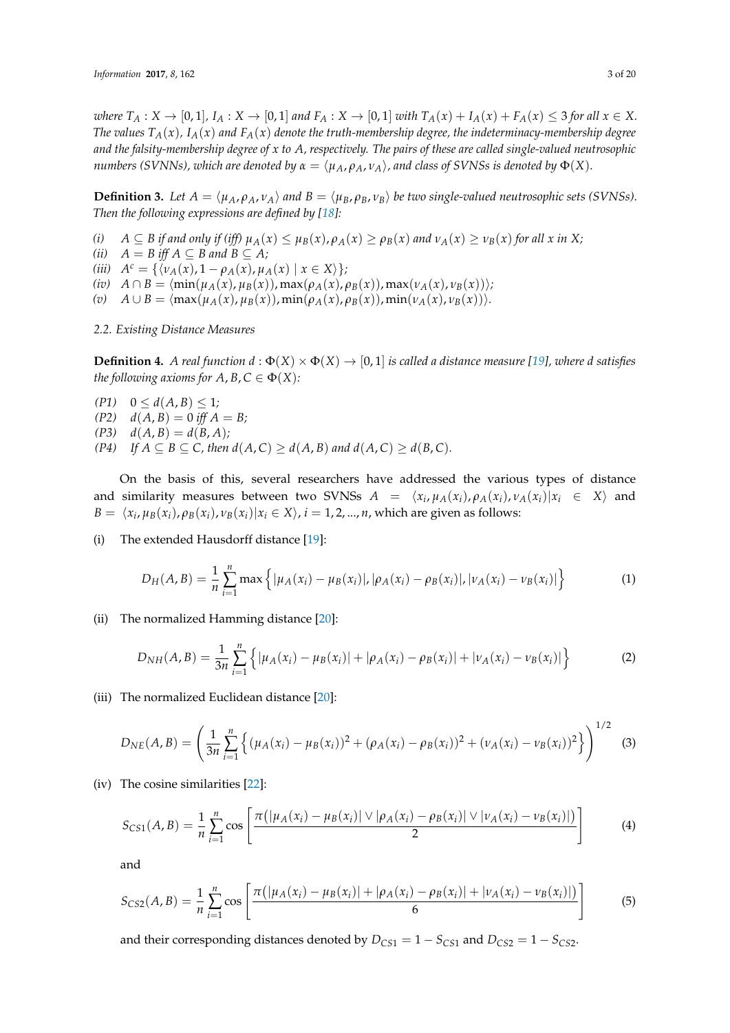*where $T_A : X \to [0,1]$, $I_A : X \to [0,1]$ and $F_A : X \to [0,1]$ with $T_A(x) + I_A(x) + F_A(x) \le 3$ for all $x \in X$. The values $T_A(x)$, $I_A(x)$ and $F_A(x)$ denote the truth-membership degree, the indeterminacy-membership degree and the falsity-membership degree of $x$ to $A$, respectively. The pairs of these are called single-valued neutrosophic numbers (SVNNs), which are denoted by $\alpha = \langle \mu_A, \rho_A, \nu_A \rangle$, and class of SVNSs is denoted by $\Phi(X)$.*

**Definition 3.** *Let $A = \langle \mu_A, \rho_A, \nu_A \rangle$ and $B = \langle \mu_B, \rho_B, \nu_B \rangle$ be two single-valued neutrosophic sets (SVNSs). Then the following expressions are defined by [18]:*

*(i)* $A \subseteq B$ *if and only if (iff)* $\mu_A(x) \le \mu_B(x), \rho_A(x) \ge \rho_B(x)$ *and* $\nu_A(x) \ge \nu_B(x)$ *for all* $x$ *in* $X$;
*(ii)* $A = B$ *iff* $A \subseteq B$ *and* $B \subseteq A$;
*(iii)* $A^c = \{\langle \nu_A(x), 1 - \rho_A(x), \mu_A(x) \mid x \in X \rangle\}$;
*(iv)* $A \cap B = \langle \min(\mu_A(x), \mu_B(x)), \max(\rho_A(x), \rho_B(x)), \max(\nu_A(x), \nu_B(x)) \rangle$;
*(v)* $A \cup B = \langle \max(\mu_A(x), \mu_B(x)), \min(\rho_A(x), \rho_B(x)), \min(\nu_A(x), \nu_B(x)) \rangle$.

### 2.2. Existing Distance Measures

**Definition 4.** *A real function $d : \Phi(X) \times \Phi(X) \to [0,1]$ is called a distance measure [19], where $d$ satisfies the following axioms for $A, B, C \in \Phi(X)$:*

*(P1)* $0 \le d(A,B) \le 1$;
*(P2)* $d(A,B) = 0$ *iff* $A = B$;
*(P3)* $d(A,B) = d(B,A)$;
*(P4)* *If* $A \subseteq B \subseteq C$, *then* $d(A,C) \ge d(A,B)$ *and* $d(A,C) \ge d(B,C)$.

On the basis of this, several researchers have addressed the various types of distance and similarity measures between two SVNSs $A = \langle x_i, \mu_A(x_i), \rho_A(x_i), \nu_A(x_i) | x_i \in X \rangle$ and $B = \langle x_i, \mu_B(x_i), \rho_B(x_i), \nu_B(x_i) | x_i \in X \rangle$, $i = 1, 2, ..., n$, which are given as follows:

(i) The extended Hausdorff distance [19]:

$$D_H(A,B) = \frac{1}{n} \sum_{i=1}^{n} \max \Big\{ |\mu_A(x_i) - \mu_B(x_i)|, |\rho_A(x_i) - \rho_B(x_i)|, |\nu_A(x_i) - \nu_B(x_i)| \Big\} \quad (1)$$

(ii) The normalized Hamming distance [20]:

$$D_{NH}(A,B) = \frac{1}{3n} \sum_{i=1}^{n} \Big\{ |\mu_A(x_i) - \mu_B(x_i)| + |\rho_A(x_i) - \rho_B(x_i)| + |\nu_A(x_i) - \nu_B(x_i)| \Big\} \quad (2)$$

(iii) The normalized Euclidean distance [20]:

$$D_{NE}(A,B) = \left( \frac{1}{3n} \sum_{i=1}^{n} \Big\{ (\mu_A(x_i) - \mu_B(x_i))^2 + (\rho_A(x_i) - \rho_B(x_i))^2 + (\nu_A(x_i) - \nu_B(x_i))^2 \Big\} \right)^{1/2} \quad (3)$$

(iv) The cosine similarities [22]:

$$S_{CS1}(A,B) = \frac{1}{n} \sum_{i=1}^{n} \cos \left[ \frac{\pi \big( |\mu_A(x_i) - \mu_B(x_i)| \vee |\rho_A(x_i) - \rho_B(x_i)| \vee |\nu_A(x_i) - \nu_B(x_i)| \big)}{2} \right] \quad (4)$$

and

$$S_{CS2}(A,B) = \frac{1}{n} \sum_{i=1}^{n} \cos \left[ \frac{\pi \big( |\mu_A(x_i) - \mu_B(x_i)| + |\rho_A(x_i) - \rho_B(x_i)| + |\nu_A(x_i) - \nu_B(x_i)| \big)}{6} \right] \quad (5)$$

and their corresponding distances denoted by $D_{CS1} = 1 - S_{CS1}$ and $D_{CS2} = 1 - S_{CS2}$.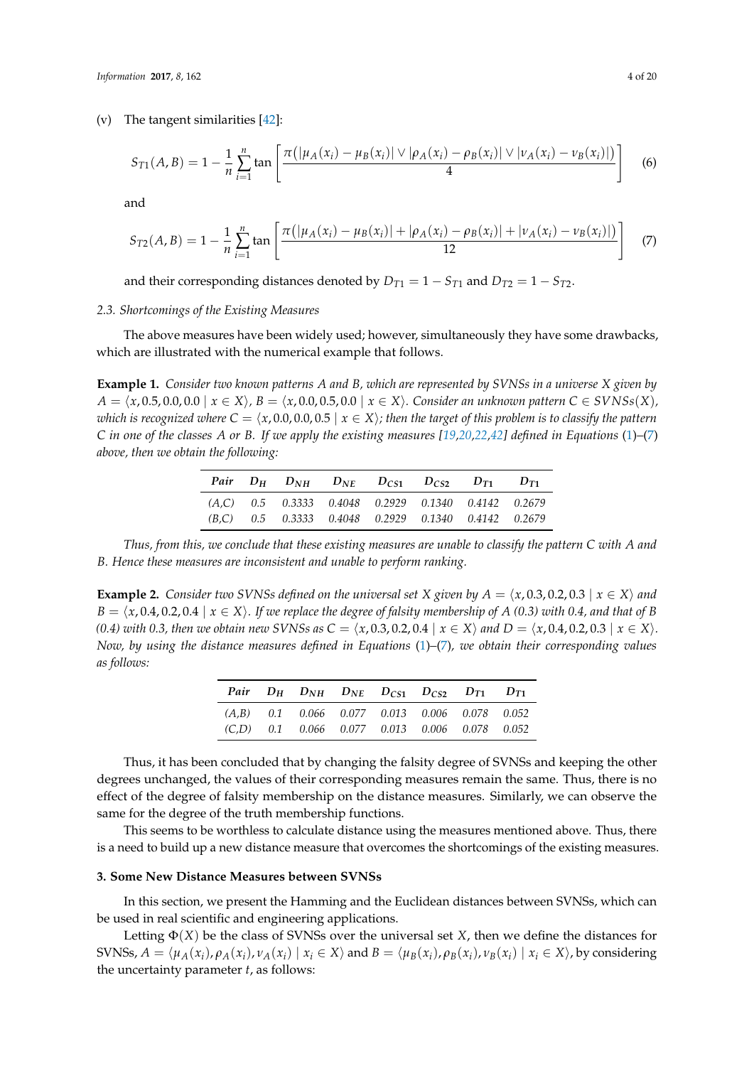(v) The tangent similarities [42]:

$$S_{T1}(A,B) = 1 - \frac{1}{n}\sum_{i=1}^{n} \tan\left[\frac{\pi\big(|\mu_A(x_i) - \mu_B(x_i)| \vee |\rho_A(x_i) - \rho_B(x_i)| \vee |\nu_A(x_i) - \nu_B(x_i)|\big)}{4}\right] \quad (6)$$

and

$$S_{T2}(A,B) = 1 - \frac{1}{n}\sum_{i=1}^{n} \tan\left[\frac{\pi\big(|\mu_A(x_i) - \mu_B(x_i)| + |\rho_A(x_i) - \rho_B(x_i)| + |\nu_A(x_i) - \nu_B(x_i)|\big)}{12}\right] \quad (7)$$

and their corresponding distances denoted by $D_{T1} = 1 - S_{T1}$ and $D_{T2} = 1 - S_{T2}$.

### 2.3. Shortcomings of the Existing Measures

The above measures have been widely used; however, simultaneously they have some drawbacks, which are illustrated with the numerical example that follows.

**Example 1.** *Consider two known patterns A and B, which are represented by SVNSs in a universe X given by* $A = \langle x, 0.5, 0.0, 0.0 \mid x \in X \rangle$, $B = \langle x, 0.0, 0.5, 0.0 \mid x \in X \rangle$. *Consider an unknown pattern* $C \in SVNSs(X)$, *which is recognized where* $C = \langle x, 0.0, 0.0, 0.5 \mid x \in X \rangle$*; then the target of this problem is to classify the pattern C in one of the classes A or B. If we apply the existing measures [19,20,22,42] defined in Equations (1)–(7) above, then we obtain the following:*

| *Pair* | $D_H$ | $D_{NH}$ | $D_{NE}$ | $D_{CS1}$ | $D_{CS2}$ | $D_{T1}$ | $D_{T1}$ |
|---|---|---|---|---|---|---|---|
| *(A,C)* | *0.5* | *0.3333* | *0.4048* | *0.2929* | *0.1340* | *0.4142* | *0.2679* |
| *(B,C)* | *0.5* | *0.3333* | *0.4048* | *0.2929* | *0.1340* | *0.4142* | *0.2679* |

*Thus, from this, we conclude that these existing measures are unable to classify the pattern C with A and B. Hence these measures are inconsistent and unable to perform ranking.*

**Example 2.** *Consider two SVNSs defined on the universal set X given by* $A = \langle x, 0.3, 0.2, 0.3 \mid x \in X \rangle$ *and* $B = \langle x, 0.4, 0.2, 0.4 \mid x \in X \rangle$. *If we replace the degree of falsity membership of A (0.3) with 0.4, and that of B (0.4) with 0.3, then we obtain new SVNSs as* $C = \langle x, 0.3, 0.2, 0.4 \mid x \in X \rangle$ *and* $D = \langle x, 0.4, 0.2, 0.3 \mid x \in X \rangle$. *Now, by using the distance measures defined in Equations (1)–(7), we obtain their corresponding values as follows:*

| *Pair* | $D_H$ | $D_{NH}$ | $D_{NE}$ | $D_{CS1}$ | $D_{CS2}$ | $D_{T1}$ | $D_{T1}$ |
|---|---|---|---|---|---|---|---|
| *(A,B)* | *0.1* | *0.066* | *0.077* | *0.013* | *0.006* | *0.078* | *0.052* |
| *(C,D)* | *0.1* | *0.066* | *0.077* | *0.013* | *0.006* | *0.078* | *0.052* |

Thus, it has been concluded that by changing the falsity degree of SVNSs and keeping the other degrees unchanged, the values of their corresponding measures remain the same. Thus, there is no effect of the degree of falsity membership on the distance measures. Similarly, we can observe the same for the degree of the truth membership functions.

This seems to be worthless to calculate distance using the measures mentioned above. Thus, there is a need to build up a new distance measure that overcomes the shortcomings of the existing measures.

## 3. Some New Distance Measures between SVNSs

In this section, we present the Hamming and the Euclidean distances between SVNSs, which can be used in real scientific and engineering applications.

Letting $\Phi(X)$ be the class of SVNSs over the universal set $X$, then we define the distances for SVNSs, $A = \langle \mu_A(x_i), \rho_A(x_i), \nu_A(x_i) \mid x_i \in X \rangle$ and $B = \langle \mu_B(x_i), \rho_B(x_i), \nu_B(x_i) \mid x_i \in X \rangle$, by considering the uncertainty parameter $t$, as follows: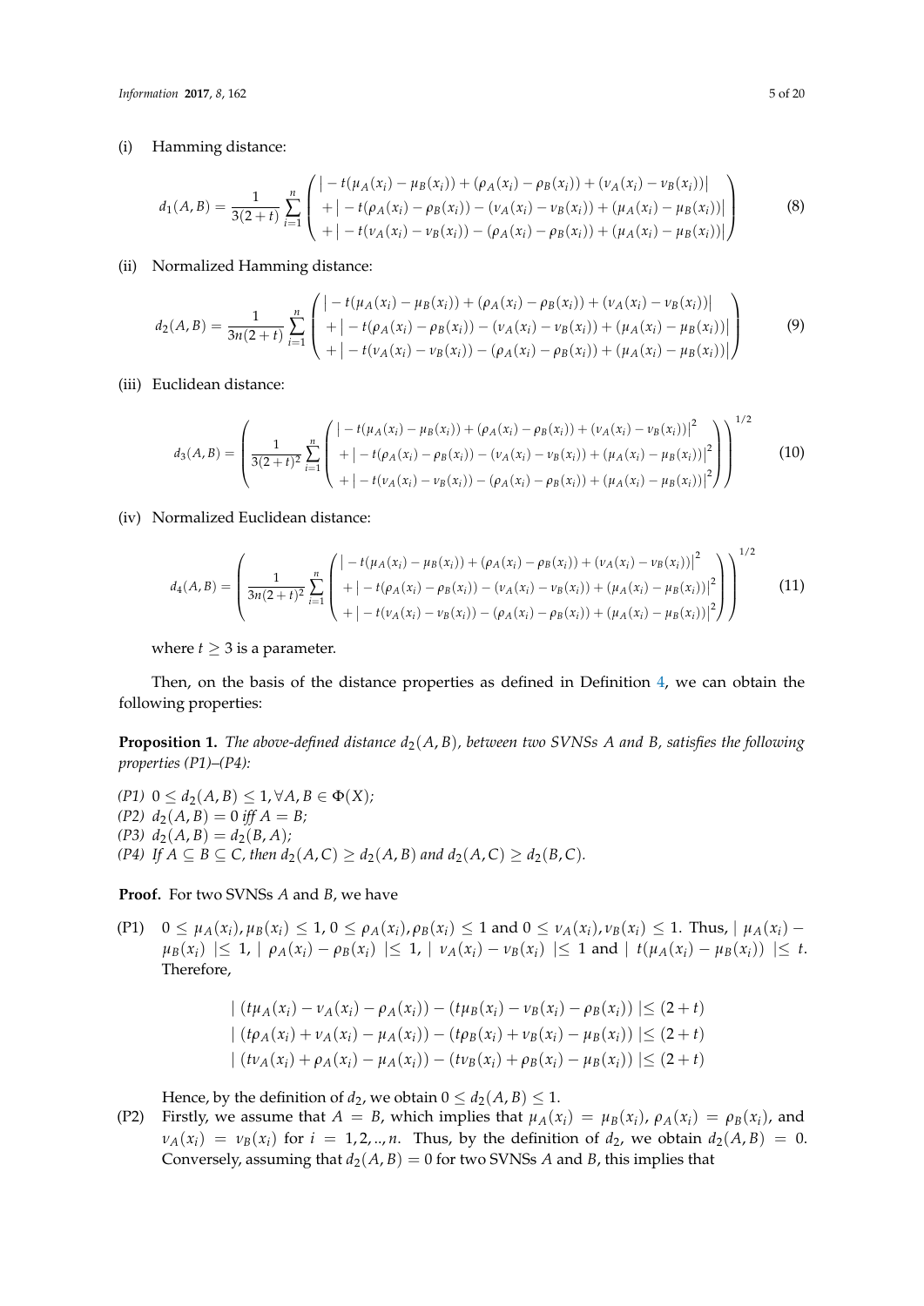(i) Hamming distance:

$$d_1(A,B) = \frac{1}{3(2+t)} \sum_{i=1}^{n} \begin{pmatrix} \left| -t(\mu_A(x_i) - \mu_B(x_i)) + (\rho_A(x_i) - \rho_B(x_i)) + (\nu_A(x_i) - \nu_B(x_i)) \right| \\ + \left| -t(\rho_A(x_i) - \rho_B(x_i)) - (\nu_A(x_i) - \nu_B(x_i)) + (\mu_A(x_i) - \mu_B(x_i)) \right| \\ + \left| -t(\nu_A(x_i) - \nu_B(x_i)) - (\rho_A(x_i) - \rho_B(x_i)) + (\mu_A(x_i) - \mu_B(x_i)) \right| \end{pmatrix} \tag{8}$$

(ii) Normalized Hamming distance:

$$d_2(A,B) = \frac{1}{3n(2+t)} \sum_{i=1}^{n} \begin{pmatrix} \left| -t(\mu_A(x_i) - \mu_B(x_i)) + (\rho_A(x_i) - \rho_B(x_i)) + (\nu_A(x_i) - \nu_B(x_i)) \right| \\ + \left| -t(\rho_A(x_i) - \rho_B(x_i)) - (\nu_A(x_i) - \nu_B(x_i)) + (\mu_A(x_i) - \mu_B(x_i)) \right| \\ + \left| -t(\nu_A(x_i) - \nu_B(x_i)) - (\rho_A(x_i) - \rho_B(x_i)) + (\mu_A(x_i) - \mu_B(x_i)) \right| \end{pmatrix} \tag{9}$$

(iii) Euclidean distance:

$$d_3(A,B) = \left( \frac{1}{3(2+t)^2} \sum_{i=1}^{n} \begin{pmatrix} \left| -t(\mu_A(x_i) - \mu_B(x_i)) + (\rho_A(x_i) - \rho_B(x_i)) + (\nu_A(x_i) - \nu_B(x_i)) \right|^2 \\ + \left| -t(\rho_A(x_i) - \rho_B(x_i)) - (\nu_A(x_i) - \nu_B(x_i)) + (\mu_A(x_i) - \mu_B(x_i)) \right|^2 \\ + \left| -t(\nu_A(x_i) - \nu_B(x_i)) - (\rho_A(x_i) - \rho_B(x_i)) + (\mu_A(x_i) - \mu_B(x_i)) \right|^2 \end{pmatrix} \right)^{1/2} \tag{10}$$

(iv) Normalized Euclidean distance:

$$d_4(A,B) = \left( \frac{1}{3n(2+t)^2} \sum_{i=1}^{n} \begin{pmatrix} \left| -t(\mu_A(x_i) - \mu_B(x_i)) + (\rho_A(x_i) - \rho_B(x_i)) + (\nu_A(x_i) - \nu_B(x_i)) \right|^2 \\ + \left| -t(\rho_A(x_i) - \rho_B(x_i)) - (\nu_A(x_i) - \nu_B(x_i)) + (\mu_A(x_i) - \mu_B(x_i)) \right|^2 \\ + \left| -t(\nu_A(x_i) - \nu_B(x_i)) - (\rho_A(x_i) - \rho_B(x_i)) + (\mu_A(x_i) - \mu_B(x_i)) \right|^2 \end{pmatrix} \right)^{1/2} \tag{11}$$

where $t \geq 3$ is a parameter.

Then, on the basis of the distance properties as defined in Definition 4, we can obtain the following properties:

**Proposition 1.** *The above-defined distance $d_2(A,B)$, between two SVNSs A and B, satisfies the following properties (P1)–(P4):*

*(P1)* $0 \leq d_2(A,B) \leq 1, \forall A,B \in \Phi(X)$;
*(P2)* $d_2(A,B) = 0$ *iff* $A = B$;
*(P3)* $d_2(A,B) = d_2(B,A)$;
*(P4) If* $A \subseteq B \subseteq C$, *then* $d_2(A,C) \geq d_2(A,B)$ *and* $d_2(A,C) \geq d_2(B,C)$.

**Proof.** For two SVNSs $A$ and $B$, we have

(P1) $0 \leq \mu_A(x_i), \mu_B(x_i) \leq 1$, $0 \leq \rho_A(x_i), \rho_B(x_i) \leq 1$ and $0 \leq \nu_A(x_i), \nu_B(x_i) \leq 1$. Thus, $| \mu_A(x_i) - \mu_B(x_i) | \leq 1$, $| \rho_A(x_i) - \rho_B(x_i) | \leq 1$, $| \nu_A(x_i) - \nu_B(x_i) | \leq 1$ and $| t(\mu_A(x_i) - \mu_B(x_i)) | \leq t$. Therefore,

$$\begin{aligned} &| (t\mu_A(x_i) - \nu_A(x_i) - \rho_A(x_i)) - (t\mu_B(x_i) - \nu_B(x_i) - \rho_B(x_i)) | \leq (2+t) \\ &| (t\rho_A(x_i) + \nu_A(x_i) - \mu_A(x_i)) - (t\rho_B(x_i) + \nu_B(x_i) - \mu_B(x_i)) | \leq (2+t) \\ &| (t\nu_A(x_i) + \rho_A(x_i) - \mu_A(x_i)) - (t\nu_B(x_i) + \rho_B(x_i) - \mu_B(x_i)) | \leq (2+t) \end{aligned}$$

Hence, by the definition of $d_2$, we obtain $0 \leq d_2(A,B) \leq 1$.

(P2) Firstly, we assume that $A = B$, which implies that $\mu_A(x_i) = \mu_B(x_i)$, $\rho_A(x_i) = \rho_B(x_i)$, and $\nu_A(x_i) = \nu_B(x_i)$ for $i = 1, 2, .., n$. Thus, by the definition of $d_2$, we obtain $d_2(A,B) = 0$. Conversely, assuming that $d_2(A,B) = 0$ for two SVNSs $A$ and $B$, this implies that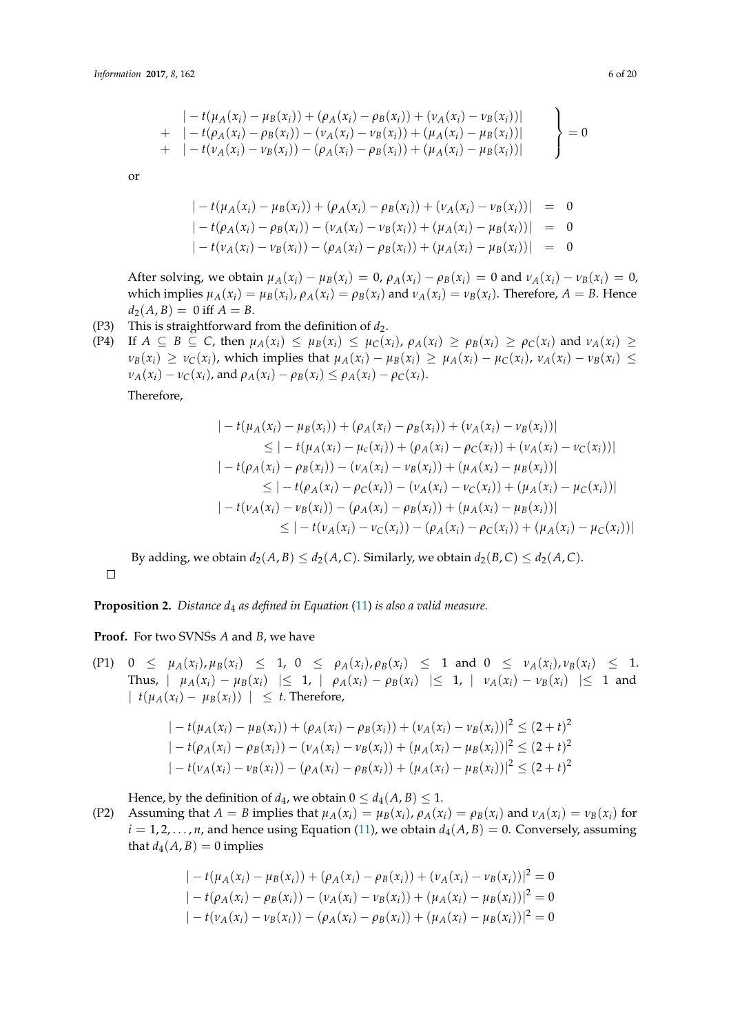$$\left.\begin{array}{rl} & |-t(\mu_A(x_i)-\mu_B(x_i))+(\rho_A(x_i)-\rho_B(x_i))+(\nu_A(x_i)-\nu_B(x_i))| \\ + & |-t(\rho_A(x_i)-\rho_B(x_i))-(\nu_A(x_i)-\nu_B(x_i))+(\mu_A(x_i)-\mu_B(x_i))| \\ + & |-t(\nu_A(x_i)-\nu_B(x_i))-(\rho_A(x_i)-\rho_B(x_i))+(\mu_A(x_i)-\mu_B(x_i))| \end{array}\right\} = 0$$

or

$$\begin{array}{rcl} |-t(\mu_A(x_i)-\mu_B(x_i))+(\rho_A(x_i)-\rho_B(x_i))+(\nu_A(x_i)-\nu_B(x_i))| & = & 0 \\ |-t(\rho_A(x_i)-\rho_B(x_i))-(\nu_A(x_i)-\nu_B(x_i))+(\mu_A(x_i)-\mu_B(x_i))| & = & 0 \\ |-t(\nu_A(x_i)-\nu_B(x_i))-(\rho_A(x_i)-\rho_B(x_i))+(\mu_A(x_i)-\mu_B(x_i))| & = & 0 \end{array}$$

After solving, we obtain $\mu_A(x_i)-\mu_B(x_i)=0$, $\rho_A(x_i)-\rho_B(x_i)=0$ and $\nu_A(x_i)-\nu_B(x_i)=0$, which implies $\mu_A(x_i)=\mu_B(x_i)$, $\rho_A(x_i)=\rho_B(x_i)$ and $\nu_A(x_i)=\nu_B(x_i)$. Therefore, $A=B$. Hence $d_2(A,B)=0$ iff $A=B$.

(P3) This is straightforward from the definition of $d_2$.

(P4) If $A \subseteq B \subseteq C$, then $\mu_A(x_i) \leq \mu_B(x_i) \leq \mu_C(x_i)$, $\rho_A(x_i) \geq \rho_B(x_i) \geq \rho_C(x_i)$ and $\nu_A(x_i) \geq \nu_B(x_i) \geq \nu_C(x_i)$, which implies that $\mu_A(x_i)-\mu_B(x_i) \geq \mu_A(x_i)-\mu_C(x_i)$, $\nu_A(x_i)-\nu_B(x_i) \leq \nu_A(x_i)-\nu_C(x_i)$, and $\rho_A(x_i)-\rho_B(x_i) \leq \rho_A(x_i)-\rho_C(x_i)$.

Therefore,

$$\begin{array}{l} |-t(\mu_A(x_i)-\mu_B(x_i))+(\rho_A(x_i)-\rho_B(x_i))+(\nu_A(x_i)-\nu_B(x_i))| \\ \qquad \leq |-t(\mu_A(x_i)-\mu_c(x_i))+(\rho_A(x_i)-\rho_C(x_i))+(\nu_A(x_i)-\nu_C(x_i))| \\ |-t(\rho_A(x_i)-\rho_B(x_i))-(\nu_A(x_i)-\nu_B(x_i))+(\mu_A(x_i)-\mu_B(x_i))| \\ \qquad \leq |-t(\rho_A(x_i)-\rho_C(x_i))-(\nu_A(x_i)-\nu_C(x_i))+(\mu_A(x_i)-\mu_C(x_i))| \\ |-t(\nu_A(x_i)-\nu_B(x_i))-(\rho_A(x_i)-\rho_B(x_i))+(\mu_A(x_i)-\mu_B(x_i))| \\ \qquad \leq |-t(\nu_A(x_i)-\nu_C(x_i))-(\rho_A(x_i)-\rho_C(x_i))+(\mu_A(x_i)-\mu_C(x_i))| \end{array}$$

By adding, we obtain $d_2(A,B) \leq d_2(A,C)$. Similarly, we obtain $d_2(B,C) \leq d_2(A,C)$.

□

**Proposition 2.** *Distance $d_4$ as defined in Equation (11) is also a valid measure.*

**Proof.** For two SVNSs $A$ and $B$, we have

(P1) $0 \leq \mu_A(x_i), \mu_B(x_i) \leq 1$, $0 \leq \rho_A(x_i), \rho_B(x_i) \leq 1$ and $0 \leq \nu_A(x_i), \nu_B(x_i) \leq 1$. Thus, $|\mu_A(x_i)-\mu_B(x_i)| \leq 1$, $|\rho_A(x_i)-\rho_B(x_i)| \leq 1$, $|\nu_A(x_i)-\nu_B(x_i)| \leq 1$ and $|t(\mu_A(x_i)-\mu_B(x_i))| \leq t$. Therefore,

$$\begin{array}{l} |-t(\mu_A(x_i)-\mu_B(x_i))+(\rho_A(x_i)-\rho_B(x_i))+(\nu_A(x_i)-\nu_B(x_i))|^2 \leq (2+t)^2 \\ |-t(\rho_A(x_i)-\rho_B(x_i))-(\nu_A(x_i)-\nu_B(x_i))+(\mu_A(x_i)-\mu_B(x_i))|^2 \leq (2+t)^2 \\ |-t(\nu_A(x_i)-\nu_B(x_i))-(\rho_A(x_i)-\rho_B(x_i))+(\mu_A(x_i)-\mu_B(x_i))|^2 \leq (2+t)^2 \end{array}$$

Hence, by the definition of $d_4$, we obtain $0 \leq d_4(A,B) \leq 1$.

(P2) Assuming that $A=B$ implies that $\mu_A(x_i)=\mu_B(x_i)$, $\rho_A(x_i)=\rho_B(x_i)$ and $\nu_A(x_i)=\nu_B(x_i)$ for $i=1,2,\ldots,n$, and hence using Equation (11), we obtain $d_4(A,B)=0$. Conversely, assuming that $d_4(A,B)=0$ implies

$$\begin{array}{l} |-t(\mu_A(x_i)-\mu_B(x_i))+(\rho_A(x_i)-\rho_B(x_i))+(\nu_A(x_i)-\nu_B(x_i))|^2 = 0 \\ |-t(\rho_A(x_i)-\rho_B(x_i))-(\nu_A(x_i)-\nu_B(x_i))+(\mu_A(x_i)-\mu_B(x_i))|^2 = 0 \\ |-t(\nu_A(x_i)-\nu_B(x_i))-(\rho_A(x_i)-\rho_B(x_i))+(\mu_A(x_i)-\mu_B(x_i))|^2 = 0 \end{array}$$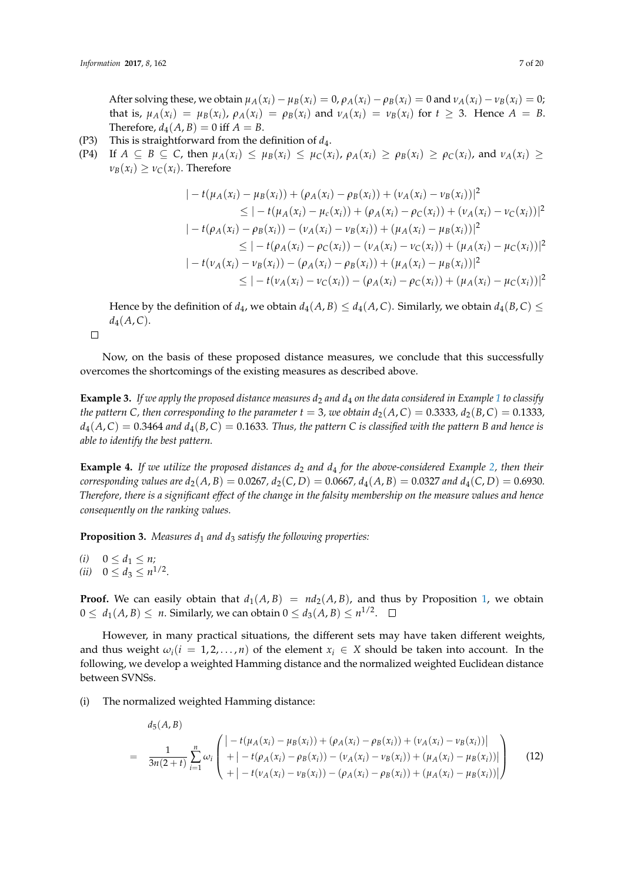After solving these, we obtain $\mu_A(x_i) - \mu_B(x_i) = 0$, $\rho_A(x_i) - \rho_B(x_i) = 0$ and $\nu_A(x_i) - \nu_B(x_i) = 0$; that is, $\mu_A(x_i) = \mu_B(x_i)$, $\rho_A(x_i) = \rho_B(x_i)$ and $\nu_A(x_i) = \nu_B(x_i)$ for $t \geq 3$. Hence $A = B$. Therefore, $d_4(A, B) = 0$ iff $A = B$.

(P3) This is straightforward from the definition of $d_4$.

(P4) If $A \subseteq B \subseteq C$, then $\mu_A(x_i) \leq \mu_B(x_i) \leq \mu_C(x_i)$, $\rho_A(x_i) \geq \rho_B(x_i) \geq \rho_C(x_i)$, and $\nu_A(x_i) \geq \nu_B(x_i) \geq \nu_C(x_i)$. Therefore

$$
\begin{aligned}
&|-t(\mu_A(x_i) - \mu_B(x_i)) + (\rho_A(x_i) - \rho_B(x_i)) + (\nu_A(x_i) - \nu_B(x_i))|^2 \\
&\qquad \leq |-t(\mu_A(x_i) - \mu_c(x_i)) + (\rho_A(x_i) - \rho_C(x_i)) + (\nu_A(x_i) - \nu_C(x_i))|^2 \\
&|-t(\rho_A(x_i) - \rho_B(x_i)) - (\nu_A(x_i) - \nu_B(x_i)) + (\mu_A(x_i) - \mu_B(x_i))|^2 \\
&\qquad \leq |-t(\rho_A(x_i) - \rho_C(x_i)) - (\nu_A(x_i) - \nu_C(x_i)) + (\mu_A(x_i) - \mu_C(x_i))|^2 \\
&|-t(\nu_A(x_i) - \nu_B(x_i)) - (\rho_A(x_i) - \rho_B(x_i)) + (\mu_A(x_i) - \mu_B(x_i))|^2 \\
&\qquad \leq |-t(\nu_A(x_i) - \nu_C(x_i)) - (\rho_A(x_i) - \rho_C(x_i)) + (\mu_A(x_i) - \mu_C(x_i))|^2
\end{aligned}
$$

Hence by the definition of $d_4$, we obtain $d_4(A, B) \leq d_4(A, C)$. Similarly, we obtain $d_4(B, C) \leq d_4(A, C)$.

□

Now, on the basis of these proposed distance measures, we conclude that this successfully overcomes the shortcomings of the existing measures as described above.

**Example 3.** *If we apply the proposed distance measures $d_2$ and $d_4$ on the data considered in Example 1 to classify the pattern C, then corresponding to the parameter $t = 3$, we obtain $d_2(A, C) = 0.3333$, $d_2(B, C) = 0.1333$, $d_4(A, C) = 0.3464$ and $d_4(B, C) = 0.1633$. Thus, the pattern C is classified with the pattern B and hence is able to identify the best pattern.*

**Example 4.** *If we utilize the proposed distances $d_2$ and $d_4$ for the above-considered Example 2, then their corresponding values are $d_2(A, B) = 0.0267$, $d_2(C, D) = 0.0667$, $d_4(A, B) = 0.0327$ and $d_4(C, D) = 0.6930$. Therefore, there is a significant effect of the change in the falsity membership on the measure values and hence consequently on the ranking values.*

**Proposition 3.** *Measures $d_1$ and $d_3$ satisfy the following properties:*

*(i)* $0 \leq d_1 \leq n$;

*(ii)* $0 \leq d_3 \leq n^{1/2}$.

**Proof.** We can easily obtain that $d_1(A, B) = nd_2(A, B)$, and thus by Proposition 1, we obtain $0 \leq d_1(A, B) \leq n$. Similarly, we can obtain $0 \leq d_3(A, B) \leq n^{1/2}$. □

However, in many practical situations, the different sets may have taken different weights, and thus weight $\omega_i (i = 1, 2, \ldots, n)$ of the element $x_i \in X$ should be taken into account. In the following, we develop a weighted Hamming distance and the normalized weighted Euclidean distance between SVNSs.

(i) The normalized weighted Hamming distance:

$$
\begin{aligned}
& d_5(A, B) \\
= \; & \frac{1}{3n(2+t)} \sum_{i=1}^{n} \omega_i \left( \begin{array}{l} |-t(\mu_A(x_i) - \mu_B(x_i)) + (\rho_A(x_i) - \rho_B(x_i)) + (\nu_A(x_i) - \nu_B(x_i))| \\ + |-t(\rho_A(x_i) - \rho_B(x_i)) - (\nu_A(x_i) - \nu_B(x_i)) + (\mu_A(x_i) - \mu_B(x_i))| \\ + |-t(\nu_A(x_i) - \nu_B(x_i)) - (\rho_A(x_i) - \rho_B(x_i)) + (\mu_A(x_i) - \mu_B(x_i))| \end{array} \right)
\end{aligned} \tag{12}
$$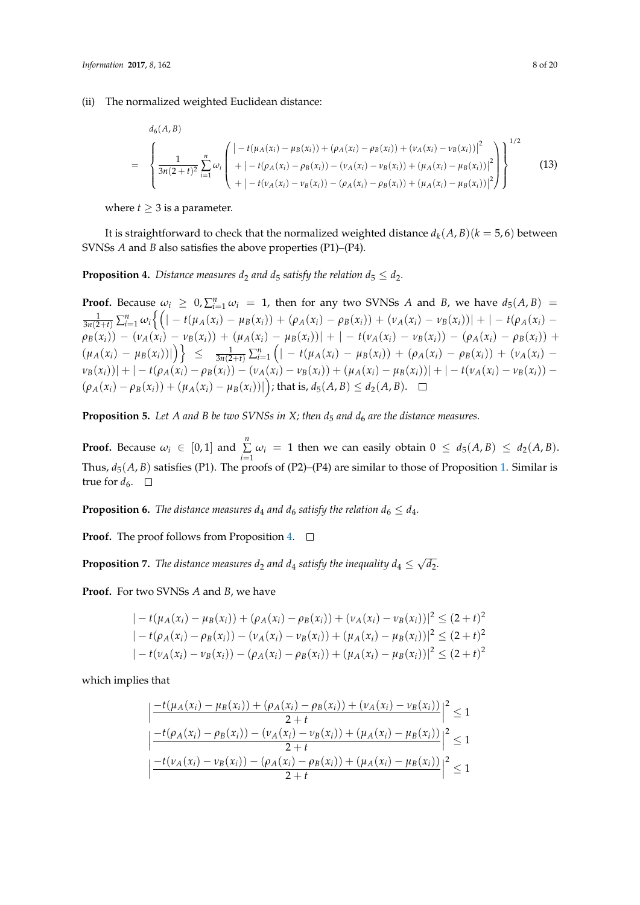(ii) The normalized weighted Euclidean distance:

$$
\begin{aligned}
& d_6(A,B) \\
= \; & \left\{ \frac{1}{3n(2+t)^2} \sum_{i=1}^{n} \omega_i \left( \begin{array}{l} \left| -t(\mu_A(x_i)-\mu_B(x_i)) + (\rho_A(x_i)-\rho_B(x_i)) + (\nu_A(x_i)-\nu_B(x_i)) \right|^2 \\ + \left| -t(\rho_A(x_i)-\rho_B(x_i)) - (\nu_A(x_i)-\nu_B(x_i)) + (\mu_A(x_i)-\mu_B(x_i)) \right|^2 \\ + \left| -t(\nu_A(x_i)-\nu_B(x_i)) - (\rho_A(x_i)-\rho_B(x_i)) + (\mu_A(x_i)-\mu_B(x_i)) \right|^2 \end{array} \right) \right\}^{1/2}
\end{aligned}
\tag{13}
$$

where $t \geq 3$ is a parameter.

It is straightforward to check that the normalized weighted distance $d_k(A,B)(k=5,6)$ between SVNSs $A$ and $B$ also satisfies the above properties (P1)–(P4).

**Proposition 4.** *Distance measures $d_2$ and $d_5$ satisfy the relation $d_5 \leq d_2$.*

**Proof.** Because $\omega_i \geq 0, \sum_{i=1}^{n} \omega_i = 1$, then for any two SVNSs $A$ and $B$, we have $d_5(A,B) = \frac{1}{3n(2+t)} \sum_{i=1}^{n} \omega_i \Big\{ \Big( |-t(\mu_A(x_i)-\mu_B(x_i)) + (\rho_A(x_i)-\rho_B(x_i)) + (\nu_A(x_i)-\nu_B(x_i))| + |-t(\rho_A(x_i)-\rho_B(x_i)) - (\nu_A(x_i)-\nu_B(x_i)) + (\mu_A(x_i)-\mu_B(x_i))| + |-t(\nu_A(x_i)-\nu_B(x_i)) - (\rho_A(x_i)-\rho_B(x_i)) + (\mu_A(x_i)-\mu_B(x_i))| \Big) \Big\} \leq \frac{1}{3n(2+t)} \sum_{i=1}^{n} \Big( |-t(\mu_A(x_i)-\mu_B(x_i)) + (\rho_A(x_i)-\rho_B(x_i)) + (\nu_A(x_i)-\nu_B(x_i))| + |-t(\rho_A(x_i)-\rho_B(x_i)) - (\nu_A(x_i)-\nu_B(x_i)) + (\mu_A(x_i)-\mu_B(x_i))| + |-t(\nu_A(x_i)-\nu_B(x_i)) - (\rho_A(x_i)-\rho_B(x_i)) + (\mu_A(x_i)-\mu_B(x_i))| \Big)$; that is, $d_5(A,B) \leq d_2(A,B)$. □

**Proposition 5.** *Let $A$ and $B$ be two SVNSs in $X$; then $d_5$ and $d_6$ are the distance measures.*

**Proof.** Because $\omega_i \in [0,1]$ and $\sum\limits_{i=1}^{n} \omega_i = 1$ then we can easily obtain $0 \leq d_5(A,B) \leq d_2(A,B)$. Thus, $d_5(A,B)$ satisfies (P1). The proofs of (P2)–(P4) are similar to those of Proposition 1. Similar is true for $d_6$. □

**Proposition 6.** *The distance measures $d_4$ and $d_6$ satisfy the relation $d_6 \leq d_4$.*

**Proof.** The proof follows from Proposition 4. □

**Proposition 7.** *The distance measures $d_2$ and $d_4$ satisfy the inequality $d_4 \leq \sqrt{d_2}$.*

**Proof.** For two SVNSs $A$ and $B$, we have

$$
\begin{aligned}
& |-t(\mu_A(x_i)-\mu_B(x_i)) + (\rho_A(x_i)-\rho_B(x_i)) + (\nu_A(x_i)-\nu_B(x_i))|^2 \leq (2+t)^2 \\
& |-t(\rho_A(x_i)-\rho_B(x_i)) - (\nu_A(x_i)-\nu_B(x_i)) + (\mu_A(x_i)-\mu_B(x_i))|^2 \leq (2+t)^2 \\
& |-t(\nu_A(x_i)-\nu_B(x_i)) - (\rho_A(x_i)-\rho_B(x_i)) + (\mu_A(x_i)-\mu_B(x_i))|^2 \leq (2+t)^2
\end{aligned}
$$

which implies that

$$
\begin{aligned}
& \left| \frac{-t(\mu_A(x_i)-\mu_B(x_i)) + (\rho_A(x_i)-\rho_B(x_i)) + (\nu_A(x_i)-\nu_B(x_i))}{2+t} \right|^2 \leq 1 \\
& \left| \frac{-t(\rho_A(x_i)-\rho_B(x_i)) - (\nu_A(x_i)-\nu_B(x_i)) + (\mu_A(x_i)-\mu_B(x_i))}{2+t} \right|^2 \leq 1 \\
& \left| \frac{-t(\nu_A(x_i)-\nu_B(x_i)) - (\rho_A(x_i)-\rho_B(x_i)) + (\mu_A(x_i)-\mu_B(x_i))}{2+t} \right|^2 \leq 1
\end{aligned}
$$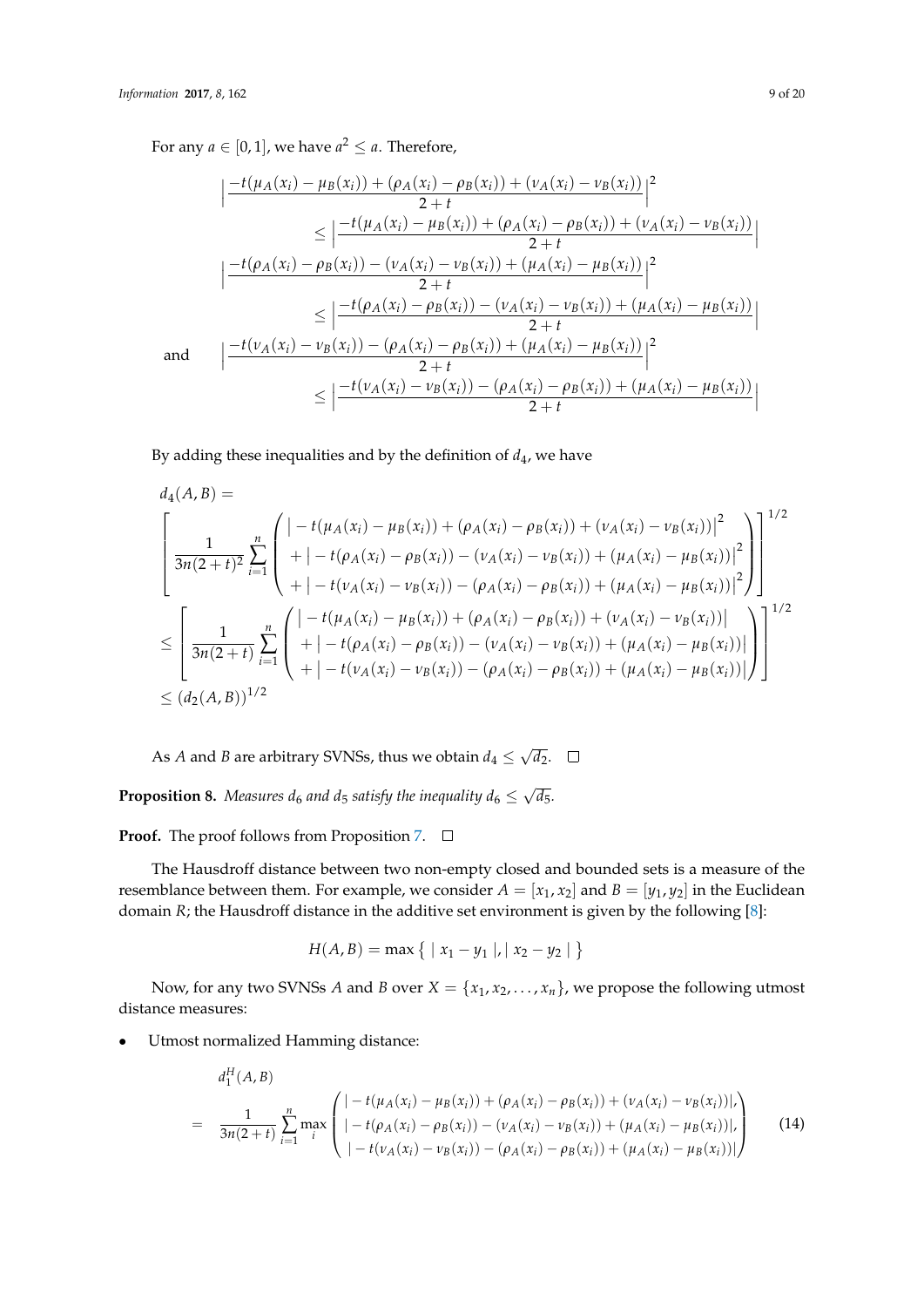For any $a \in [0,1]$, we have $a^2 \leq a$. Therefore,

$$\left| \frac{-t(\mu_A(x_i) - \mu_B(x_i)) + (\rho_A(x_i) - \rho_B(x_i)) + (\nu_A(x_i) - \nu_B(x_i))}{2+t} \right|^2 \leq \left| \frac{-t(\mu_A(x_i) - \mu_B(x_i)) + (\rho_A(x_i) - \rho_B(x_i)) + (\nu_A(x_i) - \nu_B(x_i))}{2+t} \right|$$

$$\left| \frac{-t(\rho_A(x_i) - \rho_B(x_i)) - (\nu_A(x_i) - \nu_B(x_i)) + (\mu_A(x_i) - \mu_B(x_i))}{2+t} \right|^2 \leq \left| \frac{-t(\rho_A(x_i) - \rho_B(x_i)) - (\nu_A(x_i) - \nu_B(x_i)) + (\mu_A(x_i) - \mu_B(x_i))}{2+t} \right|$$

and

$$\left| \frac{-t(\nu_A(x_i) - \nu_B(x_i)) - (\rho_A(x_i) - \rho_B(x_i)) + (\mu_A(x_i) - \mu_B(x_i))}{2+t} \right|^2 \leq \left| \frac{-t(\nu_A(x_i) - \nu_B(x_i)) - (\rho_A(x_i) - \rho_B(x_i)) + (\mu_A(x_i) - \mu_B(x_i))}{2+t} \right|$$

By adding these inequalities and by the definition of $d_4$, we have

$$\begin{aligned}
& d_4(A,B) = \\
& \left[ \frac{1}{3n(2+t)^2} \sum_{i=1}^{n} \begin{pmatrix} \left| -t(\mu_A(x_i) - \mu_B(x_i)) + (\rho_A(x_i) - \rho_B(x_i)) + (\nu_A(x_i) - \nu_B(x_i)) \right|^2 \\ + \left| -t(\rho_A(x_i) - \rho_B(x_i)) - (\nu_A(x_i) - \nu_B(x_i)) + (\mu_A(x_i) - \mu_B(x_i)) \right|^2 \\ + \left| -t(\nu_A(x_i) - \nu_B(x_i)) - (\rho_A(x_i) - \rho_B(x_i)) + (\mu_A(x_i) - \mu_B(x_i)) \right|^2 \end{pmatrix} \right]^{1/2} \\
& \leq \left[ \frac{1}{3n(2+t)} \sum_{i=1}^{n} \begin{pmatrix} \left| -t(\mu_A(x_i) - \mu_B(x_i)) + (\rho_A(x_i) - \rho_B(x_i)) + (\nu_A(x_i) - \nu_B(x_i)) \right| \\ + \left| -t(\rho_A(x_i) - \rho_B(x_i)) - (\nu_A(x_i) - \nu_B(x_i)) + (\mu_A(x_i) - \mu_B(x_i)) \right| \\ + \left| -t(\nu_A(x_i) - \nu_B(x_i)) - (\rho_A(x_i) - \rho_B(x_i)) + (\mu_A(x_i) - \mu_B(x_i)) \right| \end{pmatrix} \right]^{1/2} \\
& \leq (d_2(A,B))^{1/2}
\end{aligned}$$

As $A$ and $B$ are arbitrary SVNSs, thus we obtain $d_4 \leq \sqrt{d_2}$. □

**Proposition 8.** *Measures $d_6$ and $d_5$ satisfy the inequality $d_6 \leq \sqrt{d_5}$.*

**Proof.** The proof follows from Proposition 7. □

The Hausdroff distance between two non-empty closed and bounded sets is a measure of the resemblance between them. For example, we consider $A = [x_1, x_2]$ and $B = [y_1, y_2]$ in the Euclidean domain $R$; the Hausdroff distance in the additive set environment is given by the following [8]:

$$H(A,B) = \max \{ \mid x_1 - y_1 \mid, \mid x_2 - y_2 \mid \}$$

Now, for any two SVNSs $A$ and $B$ over $X = \{x_1, x_2, \ldots, x_n\}$, we propose the following utmost distance measures:

- Utmost normalized Hamming distance:

$$d_1^H(A,B) = \frac{1}{3n(2+t)} \sum_{i=1}^{n} \max_i \begin{pmatrix} \left| -t(\mu_A(x_i) - \mu_B(x_i)) + (\rho_A(x_i) - \rho_B(x_i)) + (\nu_A(x_i) - \nu_B(x_i)) \right|, \\ \left| -t(\rho_A(x_i) - \rho_B(x_i)) - (\nu_A(x_i) - \nu_B(x_i)) + (\mu_A(x_i) - \mu_B(x_i)) \right|, \\ \left| -t(\nu_A(x_i) - \nu_B(x_i)) - (\rho_A(x_i) - \rho_B(x_i)) + (\mu_A(x_i) - \mu_B(x_i)) \right| \end{pmatrix} \quad (14)$$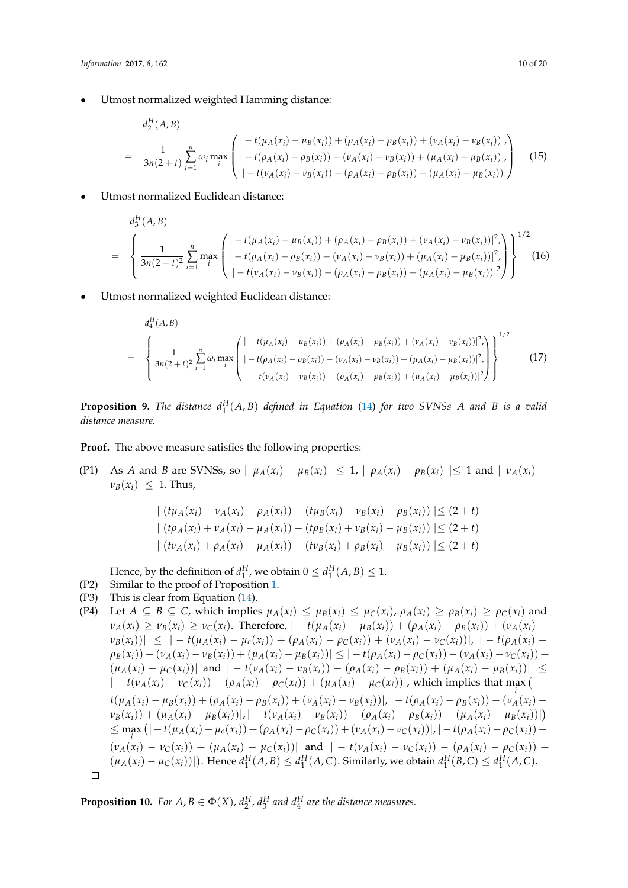- Utmost normalized weighted Hamming distance:

$$d_2^H(A,B) = \frac{1}{3n(2+t)} \sum_{i=1}^{n} \omega_i \max_i \begin{pmatrix} |-t(\mu_A(x_i)-\mu_B(x_i)) + (\rho_A(x_i)-\rho_B(x_i)) + (\nu_A(x_i)-\nu_B(x_i))|, \\ |-t(\rho_A(x_i)-\rho_B(x_i)) - (\nu_A(x_i)-\nu_B(x_i)) + (\mu_A(x_i)-\mu_B(x_i))|, \\ |-t(\nu_A(x_i)-\nu_B(x_i)) - (\rho_A(x_i)-\rho_B(x_i)) + (\mu_A(x_i)-\mu_B(x_i))| \end{pmatrix} \quad (15)$$

- Utmost normalized Euclidean distance:

$$d_3^H(A,B) = \left\{ \frac{1}{3n(2+t)^2} \sum_{i=1}^{n} \max_i \begin{pmatrix} |-t(\mu_A(x_i)-\mu_B(x_i)) + (\rho_A(x_i)-\rho_B(x_i)) + (\nu_A(x_i)-\nu_B(x_i))|^2, \\ |-t(\rho_A(x_i)-\rho_B(x_i)) - (\nu_A(x_i)-\nu_B(x_i)) + (\mu_A(x_i)-\mu_B(x_i))|^2, \\ |-t(\nu_A(x_i)-\nu_B(x_i)) - (\rho_A(x_i)-\rho_B(x_i)) + (\mu_A(x_i)-\mu_B(x_i))|^2 \end{pmatrix} \right\}^{1/2} \quad (16)$$

- Utmost normalized weighted Euclidean distance:

$$d_4^H(A,B) = \left\{ \frac{1}{3n(2+t)^2} \sum_{i=1}^{n} \omega_i \max_i \begin{pmatrix} |-t(\mu_A(x_i)-\mu_B(x_i)) + (\rho_A(x_i)-\rho_B(x_i)) + (\nu_A(x_i)-\nu_B(x_i))|^2, \\ |-t(\rho_A(x_i)-\rho_B(x_i)) - (\nu_A(x_i)-\nu_B(x_i)) + (\mu_A(x_i)-\mu_B(x_i))|^2, \\ |-t(\nu_A(x_i)-\nu_B(x_i)) - (\rho_A(x_i)-\rho_B(x_i)) + (\mu_A(x_i)-\mu_B(x_i))|^2 \end{pmatrix} \right\}^{1/2} \quad (17)$$

**Proposition 9.** *The distance $d_1^H(A,B)$ defined in Equation (14) for two SVNSs $A$ and $B$ is a valid distance measure.*

**Proof.** The above measure satisfies the following properties:

(P1) As $A$ and $B$ are SVNSs, so $|\mu_A(x_i)-\mu_B(x_i)| \leq 1$, $|\rho_A(x_i)-\rho_B(x_i)| \leq 1$ and $|\nu_A(x_i)-\nu_B(x_i)| \leq 1$. Thus,

$$|(t\mu_A(x_i)-\nu_A(x_i)-\rho_A(x_i)) - (t\mu_B(x_i)-\nu_B(x_i)-\rho_B(x_i))| \leq (2+t)$$
$$|(t\rho_A(x_i)+\nu_A(x_i)-\mu_A(x_i)) - (t\rho_B(x_i)+\nu_B(x_i)-\mu_B(x_i))| \leq (2+t)$$
$$|(t\nu_A(x_i)+\rho_A(x_i)-\mu_A(x_i)) - (t\nu_B(x_i)+\rho_B(x_i)-\mu_B(x_i))| \leq (2+t)$$

Hence, by the definition of $d_1^H$, we obtain $0 \leq d_1^H(A,B) \leq 1$.

(P2) Similar to the proof of Proposition 1.

(P3) This is clear from Equation (14).

(P4) Let $A \subseteq B \subseteq C$, which implies $\mu_A(x_i) \leq \mu_B(x_i) \leq \mu_C(x_i)$, $\rho_A(x_i) \geq \rho_B(x_i) \geq \rho_C(x_i)$ and $\nu_A(x_i) \geq \nu_B(x_i) \geq \nu_C(x_i)$. Therefore, $|-t(\mu_A(x_i)-\mu_B(x_i)) + (\rho_A(x_i)-\rho_B(x_i)) + (\nu_A(x_i)-\nu_B(x_i))| \leq |-t(\mu_A(x_i)-\mu_c(x_i)) + (\rho_A(x_i)-\rho_C(x_i)) + (\nu_A(x_i)-\nu_C(x_i))|$, $|-t(\rho_A(x_i)-\rho_B(x_i)) - (\nu_A(x_i)-\nu_B(x_i)) + (\mu_A(x_i)-\mu_B(x_i))| \leq |-t(\rho_A(x_i)-\rho_C(x_i)) - (\nu_A(x_i)-\nu_C(x_i)) + (\mu_A(x_i)-\mu_C(x_i))|$ and $|-t(\nu_A(x_i)-\nu_B(x_i)) - (\rho_A(x_i)-\rho_B(x_i)) + (\mu_A(x_i)-\mu_B(x_i))| \leq |-t(\nu_A(x_i)-\nu_C(x_i)) - (\rho_A(x_i)-\rho_C(x_i)) + (\mu_A(x_i)-\mu_C(x_i))|$, which implies that $\max_i \big(|-t(\mu_A(x_i)-\mu_B(x_i)) + (\rho_A(x_i)-\rho_B(x_i)) + (\nu_A(x_i)-\nu_B(x_i))|, |-t(\rho_A(x_i)-\rho_B(x_i)) - (\nu_A(x_i)-\nu_B(x_i)) + (\mu_A(x_i)-\mu_B(x_i))|, |-t(\nu_A(x_i)-\nu_B(x_i)) - (\rho_A(x_i)-\rho_B(x_i)) + (\mu_A(x_i)-\mu_B(x_i))|\big) \leq \max_i \big(|-t(\mu_A(x_i)-\mu_c(x_i)) + (\rho_A(x_i)-\rho_C(x_i)) + (\nu_A(x_i)-\nu_C(x_i))|, |-t(\rho_A(x_i)-\rho_C(x_i)) - (\nu_A(x_i)-\nu_C(x_i)) + (\mu_A(x_i)-\mu_C(x_i))|$ and $|-t(\nu_A(x_i)-\nu_C(x_i)) - (\rho_A(x_i)-\rho_C(x_i)) + (\mu_A(x_i)-\mu_C(x_i))|\big)$. Hence $d_1^H(A,B) \leq d_1^H(A,C)$. Similarly, we obtain $d_1^H(B,C) \leq d_1^H(A,C)$.

□

**Proposition 10.** *For $A, B \in \Phi(X)$, $d_2^H$, $d_3^H$ and $d_4^H$ are the distance measures.*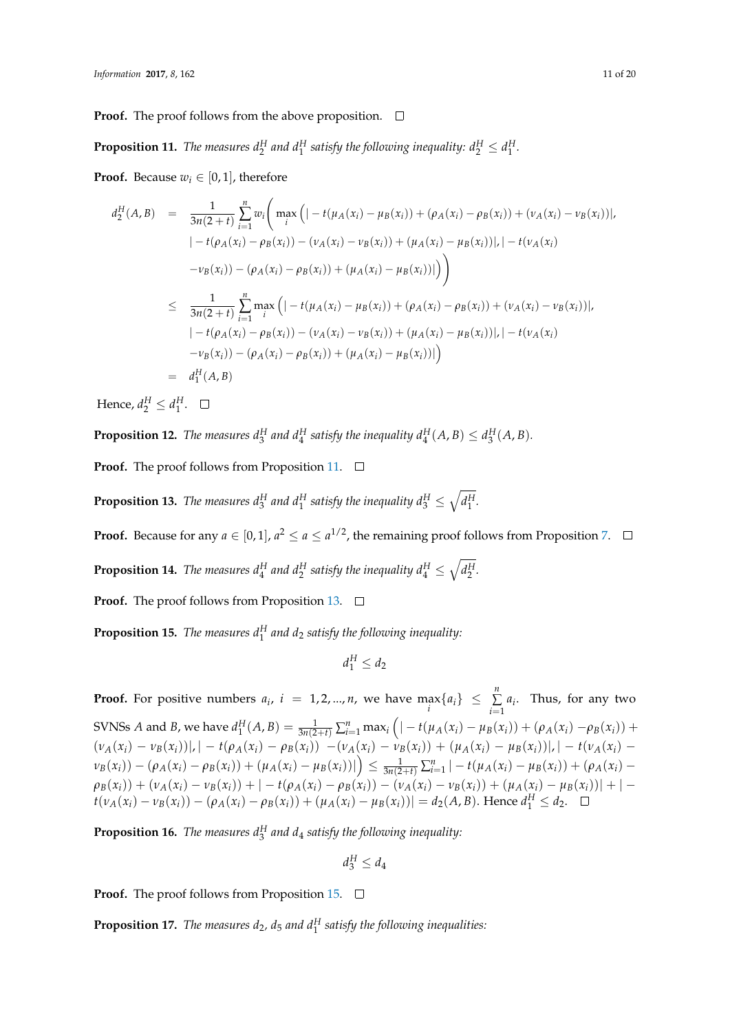**Proof.** The proof follows from the above proposition. □

**Proposition 11.** *The measures $d_2^H$ and $d_1^H$ satisfy the following inequality: $d_2^H \leq d_1^H$.*

**Proof.** Because $w_i \in [0,1]$, therefore

$$
\begin{aligned}
d_2^H(A,B) &= \frac{1}{3n(2+t)} \sum_{i=1}^{n} w_i \Bigg( \max_i \Big( |-t(\mu_A(x_i) - \mu_B(x_i)) + (\rho_A(x_i) - \rho_B(x_i)) + (\nu_A(x_i) - \nu_B(x_i))|, \\
&\quad |-t(\rho_A(x_i) - \rho_B(x_i)) - (\nu_A(x_i) - \nu_B(x_i)) + (\mu_A(x_i) - \mu_B(x_i))|, |-t(\nu_A(x_i) \\
&\quad -\nu_B(x_i)) - (\rho_A(x_i) - \rho_B(x_i)) + (\mu_A(x_i) - \mu_B(x_i))| \Big) \Bigg) \\
&\leq \frac{1}{3n(2+t)} \sum_{i=1}^{n} \max_i \Big( |-t(\mu_A(x_i) - \mu_B(x_i)) + (\rho_A(x_i) - \rho_B(x_i)) + (\nu_A(x_i) - \nu_B(x_i))|, \\
&\quad |-t(\rho_A(x_i) - \rho_B(x_i)) - (\nu_A(x_i) - \nu_B(x_i)) + (\mu_A(x_i) - \mu_B(x_i))|, |-t(\nu_A(x_i) \\
&\quad -\nu_B(x_i)) - (\rho_A(x_i) - \rho_B(x_i)) + (\mu_A(x_i) - \mu_B(x_i))| \Big) \\
&= d_1^H(A,B)
\end{aligned}
$$

Hence, $d_2^H \leq d_1^H$. □

**Proposition 12.** *The measures $d_3^H$ and $d_4^H$ satisfy the inequality $d_4^H(A,B) \leq d_3^H(A,B)$.*

**Proof.** The proof follows from Proposition 11. □

**Proposition 13.** *The measures $d_3^H$ and $d_1^H$ satisfy the inequality $d_3^H \leq \sqrt{d_1^H}$.*

**Proof.** Because for any $a \in [0,1]$, $a^2 \leq a \leq a^{1/2}$, the remaining proof follows from Proposition 7. □

**Proposition 14.** *The measures $d_4^H$ and $d_2^H$ satisfy the inequality $d_4^H \leq \sqrt{d_2^H}$.*

**Proof.** The proof follows from Proposition 13. □

**Proposition 15.** *The measures $d_1^H$ and $d_2$ satisfy the following inequality:*

$$d_1^H \leq d_2$$

**Proof.** For positive numbers $a_i$, $i = 1, 2, ..., n$, we have $\max_i\{a_i\} \leq \sum_{i=1}^{n} a_i$. Thus, for any two SVNSs $A$ and $B$, we have $d_1^H(A,B) = \frac{1}{3n(2+t)} \sum_{i=1}^{n} \max_i \Big( |-t(\mu_A(x_i) - \mu_B(x_i)) + (\rho_A(x_i) - \rho_B(x_i)) + (\nu_A(x_i) - \nu_B(x_i))|, |-t(\rho_A(x_i) - \rho_B(x_i)) - (\nu_A(x_i) - \nu_B(x_i)) + (\mu_A(x_i) - \mu_B(x_i))|, |-t(\nu_A(x_i) - \nu_B(x_i)) - (\rho_A(x_i) - \rho_B(x_i)) + (\mu_A(x_i) - \mu_B(x_i))| \Big) \leq \frac{1}{3n(2+t)} \sum_{i=1}^{n} |-t(\mu_A(x_i) - \mu_B(x_i)) + (\rho_A(x_i) - \rho_B(x_i)) + (\nu_A(x_i) - \nu_B(x_i))| + |-t(\rho_A(x_i) - \rho_B(x_i)) - (\nu_A(x_i) - \nu_B(x_i)) + (\mu_A(x_i) - \mu_B(x_i))| + |-t(\nu_A(x_i) - \nu_B(x_i)) - (\rho_A(x_i) - \rho_B(x_i)) + (\mu_A(x_i) - \mu_B(x_i))| = d_2(A,B)$. Hence $d_1^H \leq d_2$. □

**Proposition 16.** *The measures $d_3^H$ and $d_4$ satisfy the following inequality:*

$$d_3^H \leq d_4$$

**Proof.** The proof follows from Proposition 15. □

**Proposition 17.** *The measures $d_2$, $d_5$ and $d_1^H$ satisfy the following inequalities:*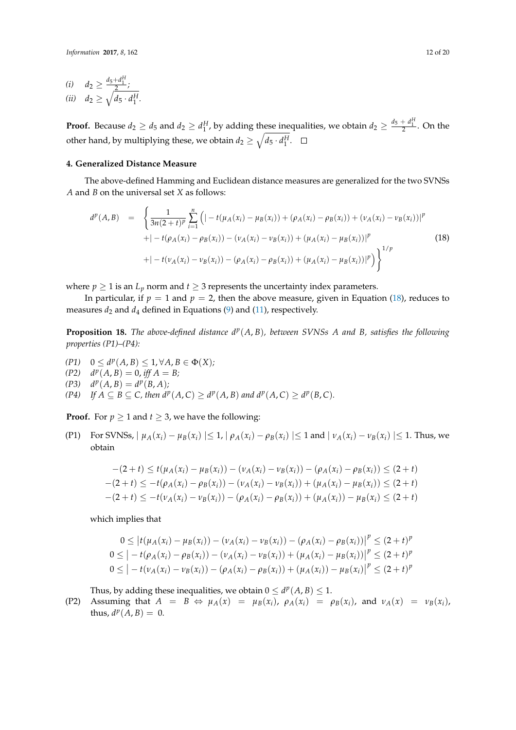(i) $\quad d_2 \geq \frac{d_5 + d_1^H}{2}$;

(ii) $\quad d_2 \geq \sqrt{d_5 \cdot d_1^H}$.

**Proof.** Because $d_2 \geq d_5$ and $d_2 \geq d_1^H$, by adding these inequalities, we obtain $d_2 \geq \frac{d_5 + d_1^H}{2}$. On the other hand, by multiplying these, we obtain $d_2 \geq \sqrt{d_5 \cdot d_1^H}$. □

## 4. Generalized Distance Measure

The above-defined Hamming and Euclidean distance measures are generalized for the two SVNSs $A$ and $B$ on the universal set $X$ as follows:

$$
\begin{aligned}
d^p(A,B) \quad = \quad & \left\{ \frac{1}{3n(2+t)^p} \sum_{i=1}^{n} \Big( | - t(\mu_A(x_i) - \mu_B(x_i)) + (\rho_A(x_i) - \rho_B(x_i)) + (\nu_A(x_i) - \nu_B(x_i))|^p \right. \\
& + | - t(\rho_A(x_i) - \rho_B(x_i)) - (\nu_A(x_i) - \nu_B(x_i)) + (\mu_A(x_i) - \mu_B(x_i))|^p \\
& \left. + | - t(\nu_A(x_i) - \nu_B(x_i)) - (\rho_A(x_i) - \rho_B(x_i)) + (\mu_A(x_i) - \mu_B(x_i))|^p \Big) \right\}^{1/p}
\end{aligned}
\tag{18}
$$

where $p \geq 1$ is an $L_p$ norm and $t \geq 3$ represents the uncertainty index parameters.

In particular, if $p = 1$ and $p = 2$, then the above measure, given in Equation (18), reduces to measures $d_2$ and $d_4$ defined in Equations (9) and (11), respectively.

**Proposition 18.** *The above-defined distance $d^p(A,B)$, between SVNSs $A$ and $B$, satisfies the following properties (P1)–(P4):*

*(P1)* $\quad 0 \leq d^p(A,B) \leq 1, \forall A, B \in \Phi(X)$;

*(P2)* $\quad d^p(A,B) = 0$, *iff* $A = B$;

*(P3)* $\quad d^p(A,B) = d^p(B,A)$;

*(P4)* *If* $A \subseteq B \subseteq C$, *then* $d^p(A,C) \geq d^p(A,B)$ *and* $d^p(A,C) \geq d^p(B,C)$.

**Proof.** For $p \geq 1$ and $t \geq 3$, we have the following:

(P1) For SVNSs, $| \mu_A(x_i) - \mu_B(x_i) | \leq 1$, $| \rho_A(x_i) - \rho_B(x_i) | \leq 1$ and $| \nu_A(x_i) - \nu_B(x_i) | \leq 1$. Thus, we obtain

$$
\begin{aligned}
-(2+t) \leq t(\mu_A(x_i) - \mu_B(x_i)) - (\nu_A(x_i) - \nu_B(x_i)) - (\rho_A(x_i) - \rho_B(x_i)) \leq (2+t) \\
-(2+t) \leq -t(\rho_A(x_i) - \rho_B(x_i)) - (\nu_A(x_i) - \nu_B(x_i)) + (\mu_A(x_i) - \mu_B(x_i)) \leq (2+t) \\
-(2+t) \leq -t(\nu_A(x_i) - \nu_B(x_i)) - (\rho_A(x_i) - \rho_B(x_i)) + (\mu_A(x_i)) - \mu_B(x_i) \leq (2+t)
\end{aligned}
$$

which implies that

$$
\begin{aligned}
0 \leq \left| t(\mu_A(x_i) - \mu_B(x_i)) - (\nu_A(x_i) - \nu_B(x_i)) - (\rho_A(x_i) - \rho_B(x_i)) \right|^p \leq (2+t)^p \\
0 \leq \left| -t(\rho_A(x_i) - \rho_B(x_i)) - (\nu_A(x_i) - \nu_B(x_i)) + (\mu_A(x_i) - \mu_B(x_i)) \right|^p \leq (2+t)^p \\
0 \leq \left| -t(\nu_A(x_i) - \nu_B(x_i)) - (\rho_A(x_i) - \rho_B(x_i)) + (\mu_A(x_i)) - \mu_B(x_i) \right|^p \leq (2+t)^p
\end{aligned}
$$

Thus, by adding these inequalities, we obtain $0 \leq d^p(A,B) \leq 1$.

(P2) Assuming that $A = B \Leftrightarrow \mu_A(x) = \mu_B(x_i)$, $\rho_A(x_i) = \rho_B(x_i)$, and $\nu_A(x) = \nu_B(x_i)$, thus, $d^p(A,B) = 0$.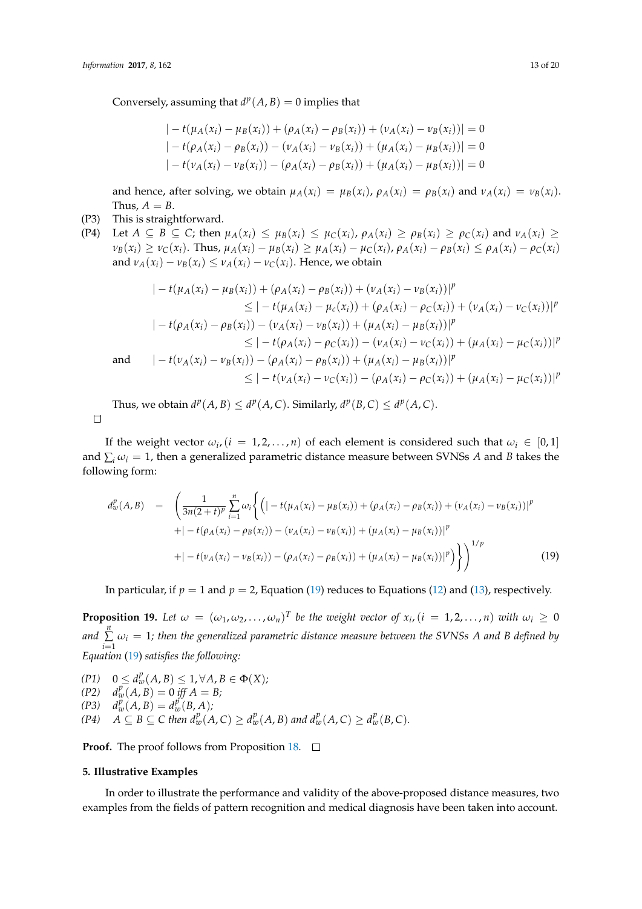Conversely, assuming that $d^p(A,B) = 0$ implies that

$$
\begin{aligned}
|-t(\mu_A(x_i) - \mu_B(x_i)) + (\rho_A(x_i) - \rho_B(x_i)) + (\nu_A(x_i) - \nu_B(x_i))| &= 0 \\
|-t(\rho_A(x_i) - \rho_B(x_i)) - (\nu_A(x_i) - \nu_B(x_i)) + (\mu_A(x_i) - \mu_B(x_i))| &= 0 \\
|-t(\nu_A(x_i) - \nu_B(x_i)) - (\rho_A(x_i) - \rho_B(x_i)) + (\mu_A(x_i) - \mu_B(x_i))| &= 0
\end{aligned}
$$

and hence, after solving, we obtain $\mu_A(x_i) = \mu_B(x_i)$, $\rho_A(x_i) = \rho_B(x_i)$ and $\nu_A(x_i) = \nu_B(x_i)$. Thus, $A = B$.

(P3) This is straightforward.

(P4) Let $A \subseteq B \subseteq C$; then $\mu_A(x_i) \leq \mu_B(x_i) \leq \mu_C(x_i)$, $\rho_A(x_i) \geq \rho_B(x_i) \geq \rho_C(x_i)$ and $\nu_A(x_i) \geq \nu_B(x_i) \geq \nu_C(x_i)$. Thus, $\mu_A(x_i) - \mu_B(x_i) \geq \mu_A(x_i) - \mu_C(x_i)$, $\rho_A(x_i) - \rho_B(x_i) \leq \rho_A(x_i) - \rho_C(x_i)$ and $\nu_A(x_i) - \nu_B(x_i) \leq \nu_A(x_i) - \nu_C(x_i)$. Hence, we obtain

$$
\begin{aligned}
&|-t(\mu_A(x_i) - \mu_B(x_i)) + (\rho_A(x_i) - \rho_B(x_i)) + (\nu_A(x_i) - \nu_B(x_i))|^p \\
&\qquad \leq |-t(\mu_A(x_i) - \mu_c(x_i)) + (\rho_A(x_i) - \rho_C(x_i)) + (\nu_A(x_i) - \nu_C(x_i))|^p \\
&|-t(\rho_A(x_i) - \rho_B(x_i)) - (\nu_A(x_i) - \nu_B(x_i)) + (\mu_A(x_i) - \mu_B(x_i))|^p \\
&\qquad \leq |-t(\rho_A(x_i) - \rho_C(x_i)) - (\nu_A(x_i) - \nu_C(x_i)) + (\mu_A(x_i) - \mu_C(x_i))|^p \\
\text{and} \quad &|-t(\nu_A(x_i) - \nu_B(x_i)) - (\rho_A(x_i) - \rho_B(x_i)) + (\mu_A(x_i) - \mu_B(x_i))|^p \\
&\qquad \leq |-t(\nu_A(x_i) - \nu_C(x_i)) - (\rho_A(x_i) - \rho_C(x_i)) + (\mu_A(x_i) - \mu_C(x_i))|^p
\end{aligned}
$$

Thus, we obtain $d^p(A,B) \leq d^p(A,C)$. Similarly, $d^p(B,C) \leq d^p(A,C)$.

□

If the weight vector $\omega_i, (i = 1, 2, \ldots, n)$ of each element is considered such that $\omega_i \in [0,1]$ and $\sum_i \omega_i = 1$, then a generalized parametric distance measure between SVNSs $A$ and $B$ takes the following form:

$$
\begin{aligned}
d_w^p(A,B) = \Bigg( \frac{1}{3n(2+t)^p} \sum_{i=1}^{n} \omega_i \bigg\{ \Big( &|-t(\mu_A(x_i) - \mu_B(x_i)) + (\rho_A(x_i) - \rho_B(x_i)) + (\nu_A(x_i) - \nu_B(x_i))|^p \\
+ &|-t(\rho_A(x_i) - \rho_B(x_i)) - (\nu_A(x_i) - \nu_B(x_i)) + (\mu_A(x_i) - \mu_B(x_i))|^p \\
+ &|-t(\nu_A(x_i) - \nu_B(x_i)) - (\rho_A(x_i) - \rho_B(x_i)) + (\mu_A(x_i) - \mu_B(x_i))|^p \Big) \bigg\} \Bigg)^{1/p} \qquad (19)
\end{aligned}
$$

In particular, if $p = 1$ and $p = 2$, Equation (19) reduces to Equations (12) and (13), respectively.

**Proposition 19.** *Let $\omega = (\omega_1, \omega_2, \ldots, \omega_n)^T$ be the weight vector of $x_i, (i = 1, 2, \ldots, n)$ with $\omega_i \geq 0$ and $\sum_{i=1}^{n} \omega_i = 1$; then the generalized parametric distance measure between the SVNSs $A$ and $B$ defined by Equation (19) satisfies the following:*

*(P1)* $0 \leq d_w^p(A,B) \leq 1, \forall A, B \in \Phi(X)$;
*(P2)* $d_w^p(A,B) = 0$ *iff* $A = B$;
*(P3)* $d_w^p(A,B) = d_w^p(B,A)$;
*(P4)* $A \subseteq B \subseteq C$ *then* $d_w^p(A,C) \geq d_w^p(A,B)$ *and* $d_w^p(A,C) \geq d_w^p(B,C)$.

**Proof.** The proof follows from Proposition 18. □

## 5. Illustrative Examples

In order to illustrate the performance and validity of the above-proposed distance measures, two examples from the fields of pattern recognition and medical diagnosis have been taken into account.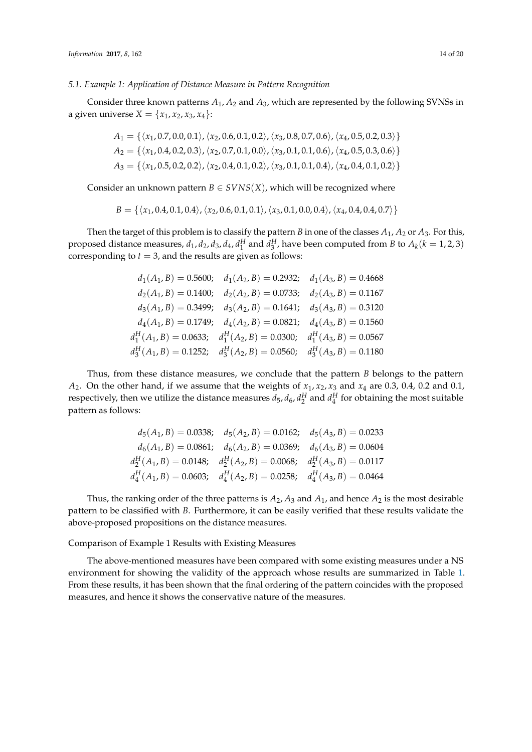### 5.1. Example 1: Application of Distance Measure in Pattern Recognition

Consider three known patterns $A_1$, $A_2$ and $A_3$, which are represented by the following SVNSs in a given universe $X = \{x_1, x_2, x_3, x_4\}$:

$$A_1 = \{\langle x_1, 0.7, 0.0, 0.1\rangle, \langle x_2, 0.6, 0.1, 0.2\rangle, \langle x_3, 0.8, 0.7, 0.6\rangle, \langle x_4, 0.5, 0.2, 0.3\rangle\}$$
$$A_2 = \{\langle x_1, 0.4, 0.2, 0.3\rangle, \langle x_2, 0.7, 0.1, 0.0\rangle, \langle x_3, 0.1, 0.1, 0.6\rangle, \langle x_4, 0.5, 0.3, 0.6\rangle\}$$
$$A_3 = \{\langle x_1, 0.5, 0.2, 0.2\rangle, \langle x_2, 0.4, 0.1, 0.2\rangle, \langle x_3, 0.1, 0.1, 0.4\rangle, \langle x_4, 0.4, 0.1, 0.2\rangle\}$$

Consider an unknown pattern $B \in SVNS(X)$, which will be recognized where

$$B = \{\langle x_1, 0.4, 0.1, 0.4\rangle, \langle x_2, 0.6, 0.1, 0.1\rangle, \langle x_3, 0.1, 0.0, 0.4\rangle, \langle x_4, 0.4, 0.4, 0.7\rangle\}$$

Then the target of this problem is to classify the pattern $B$ in one of the classes $A_1$, $A_2$ or $A_3$. For this, proposed distance measures, $d_1, d_2, d_3, d_4, d_1^H$ and $d_3^H$, have been computed from $B$ to $A_k (k = 1, 2, 3)$ corresponding to $t = 3$, and the results are given as follows:

$$d_1(A_1, B) = 0.5600; \quad d_1(A_2, B) = 0.2932; \quad d_1(A_3, B) = 0.4668$$
$$d_2(A_1, B) = 0.1400; \quad d_2(A_2, B) = 0.0733; \quad d_2(A_3, B) = 0.1167$$
$$d_3(A_1, B) = 0.3499; \quad d_3(A_2, B) = 0.1641; \quad d_3(A_3, B) = 0.3120$$
$$d_4(A_1, B) = 0.1749; \quad d_4(A_2, B) = 0.0821; \quad d_4(A_3, B) = 0.1560$$
$$d_1^H(A_1, B) = 0.0633; \quad d_1^H(A_2, B) = 0.0300; \quad d_1^H(A_3, B) = 0.0567$$
$$d_3^H(A_1, B) = 0.1252; \quad d_3^H(A_2, B) = 0.0560; \quad d_3^H(A_3, B) = 0.1180$$

Thus, from these distance measures, we conclude that the pattern $B$ belongs to the pattern $A_2$. On the other hand, if we assume that the weights of $x_1, x_2, x_3$ and $x_4$ are 0.3, 0.4, 0.2 and 0.1, respectively, then we utilize the distance measures $d_5, d_6, d_2^H$ and $d_4^H$ for obtaining the most suitable pattern as follows:

$$d_5(A_1, B) = 0.0338; \quad d_5(A_2, B) = 0.0162; \quad d_5(A_3, B) = 0.0233$$
$$d_6(A_1, B) = 0.0861; \quad d_6(A_2, B) = 0.0369; \quad d_6(A_3, B) = 0.0604$$
$$d_2^H(A_1, B) = 0.0148; \quad d_2^H(A_2, B) = 0.0068; \quad d_2^H(A_3, B) = 0.0117$$
$$d_4^H(A_1, B) = 0.0603; \quad d_4^H(A_2, B) = 0.0258; \quad d_4^H(A_3, B) = 0.0464$$

Thus, the ranking order of the three patterns is $A_2$, $A_3$ and $A_1$, and hence $A_2$ is the most desirable pattern to be classified with $B$. Furthermore, it can be easily verified that these results validate the above-proposed propositions on the distance measures.

Comparison of Example 1 Results with Existing Measures

The above-mentioned measures have been compared with some existing measures under a NS environment for showing the validity of the approach whose results are summarized in Table 1. From these results, it has been shown that the final ordering of the pattern coincides with the proposed measures, and hence it shows the conservative nature of the measures.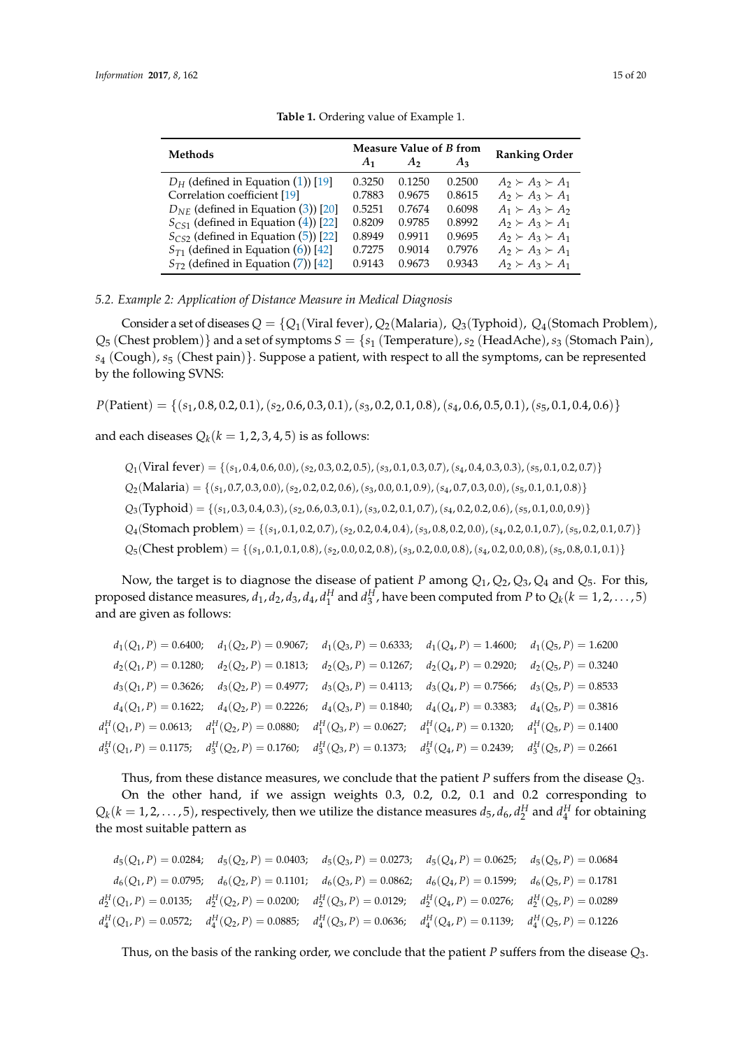**Table 1.** Ordering value of Example 1.

| Methods | Measure Value of $B$ from | | | Ranking Order |
|---|---|---|---|---|
| | $A_1$ | $A_2$ | $A_3$ | |
| $D_H$ (defined in Equation (1)) [19] | 0.3250 | 0.1250 | 0.2500 | $A_2 \succ A_3 \succ A_1$ |
| Correlation coefficient [19] | 0.7883 | 0.9675 | 0.8615 | $A_2 \succ A_3 \succ A_1$ |
| $D_{NE}$ (defined in Equation (3)) [20] | 0.5251 | 0.7674 | 0.6098 | $A_1 \succ A_3 \succ A_2$ |
| $S_{CS1}$ (defined in Equation (4)) [22] | 0.8209 | 0.9785 | 0.8992 | $A_2 \succ A_3 \succ A_1$ |
| $S_{CS2}$ (defined in Equation (5)) [22] | 0.8949 | 0.9911 | 0.9695 | $A_2 \succ A_3 \succ A_1$ |
| $S_{T1}$ (defined in Equation (6)) [42] | 0.7275 | 0.9014 | 0.7976 | $A_2 \succ A_3 \succ A_1$ |
| $S_{T2}$ (defined in Equation (7)) [42] | 0.9143 | 0.9673 | 0.9343 | $A_2 \succ A_3 \succ A_1$ |

### 5.2. Example 2: Application of Distance Measure in Medical Diagnosis

Consider a set of diseases $Q = \{Q_1(\text{Viral fever}), Q_2(\text{Malaria}), Q_3(\text{Typhoid}), Q_4(\text{Stomach Problem}), Q_5 \text{ (Chest problem)}\}$ and a set of symptoms $S = \{s_1 \text{ (Temperature)}, s_2 \text{ (HeadAche)}, s_3 \text{ (Stomach Pain)}, s_4 \text{ (Cough)}, s_5 \text{ (Chest pain)}\}$. Suppose a patient, with respect to all the symptoms, can be represented by the following SVNS:

$$P(\text{Patient}) = \{(s_1, 0.8, 0.2, 0.1), (s_2, 0.6, 0.3, 0.1), (s_3, 0.2, 0.1, 0.8), (s_4, 0.6, 0.5, 0.1), (s_5, 0.1, 0.4, 0.6)\}$$

and each diseases $Q_k (k = 1, 2, 3, 4, 5)$ is as follows:

$$Q_1(\text{Viral fever}) = \{(s_1, 0.4, 0.6, 0.0), (s_2, 0.3, 0.2, 0.5), (s_3, 0.1, 0.3, 0.7), (s_4, 0.4, 0.3, 0.3), (s_5, 0.1, 0.2, 0.7)\}$$
$$Q_2(\text{Malaria}) = \{(s_1, 0.7, 0.3, 0.0), (s_2, 0.2, 0.2, 0.6), (s_3, 0.0, 0.1, 0.9), (s_4, 0.7, 0.3, 0.0), (s_5, 0.1, 0.1, 0.8)\}$$
$$Q_3(\text{Typhoid}) = \{(s_1, 0.3, 0.4, 0.3), (s_2, 0.6, 0.3, 0.1), (s_3, 0.2, 0.1, 0.7), (s_4, 0.2, 0.2, 0.6), (s_5, 0.1, 0.0, 0.9)\}$$
$$Q_4(\text{Stomach problem}) = \{(s_1, 0.1, 0.2, 0.7), (s_2, 0.2, 0.4, 0.4), (s_3, 0.8, 0.2, 0.0), (s_4, 0.2, 0.1, 0.7), (s_5, 0.2, 0.1, 0.7)\}$$
$$Q_5(\text{Chest problem}) = \{(s_1, 0.1, 0.1, 0.8), (s_2, 0.0, 0.2, 0.8), (s_3, 0.2, 0.0, 0.8), (s_4, 0.2, 0.0, 0.8), (s_5, 0.8, 0.1, 0.1)\}$$

Now, the target is to diagnose the disease of patient $P$ among $Q_1, Q_2, Q_3, Q_4$ and $Q_5$. For this, proposed distance measures, $d_1, d_2, d_3, d_4, d_1^H$ and $d_3^H$, have been computed from $P$ to $Q_k (k = 1, 2, \ldots, 5)$ and are given as follows:

$$d_1(Q_1, P) = 0.6400; \quad d_1(Q_2, P) = 0.9067; \quad d_1(Q_3, P) = 0.6333; \quad d_1(Q_4, P) = 1.4600; \quad d_1(Q_5, P) = 1.6200$$
$$d_2(Q_1, P) = 0.1280; \quad d_2(Q_2, P) = 0.1813; \quad d_2(Q_3, P) = 0.1267; \quad d_2(Q_4, P) = 0.2920; \quad d_2(Q_5, P) = 0.3240$$
$$d_3(Q_1, P) = 0.3626; \quad d_3(Q_2, P) = 0.4977; \quad d_3(Q_3, P) = 0.4113; \quad d_3(Q_4, P) = 0.7566; \quad d_3(Q_5, P) = 0.8533$$
$$d_4(Q_1, P) = 0.1622; \quad d_4(Q_2, P) = 0.2226; \quad d_4(Q_3, P) = 0.1840; \quad d_4(Q_4, P) = 0.3383; \quad d_4(Q_5, P) = 0.3816$$
$$d_1^H(Q_1, P) = 0.0613; \quad d_1^H(Q_2, P) = 0.0880; \quad d_1^H(Q_3, P) = 0.0627; \quad d_1^H(Q_4, P) = 0.1320; \quad d_1^H(Q_5, P) = 0.1400$$
$$d_3^H(Q_1, P) = 0.1175; \quad d_3^H(Q_2, P) = 0.1760; \quad d_3^H(Q_3, P) = 0.1373; \quad d_3^H(Q_4, P) = 0.2439; \quad d_3^H(Q_5, P) = 0.2661$$

Thus, from these distance measures, we conclude that the patient $P$ suffers from the disease $Q_3$.

On the other hand, if we assign weights 0.3, 0.2, 0.2, 0.1 and 0.2 corresponding to $Q_k (k = 1, 2, \ldots, 5)$, respectively, then we utilize the distance measures $d_5, d_6, d_2^H$ and $d_4^H$ for obtaining the most suitable pattern as

$$d_5(Q_1, P) = 0.0284; \quad d_5(Q_2, P) = 0.0403; \quad d_5(Q_3, P) = 0.0273; \quad d_5(Q_4, P) = 0.0625; \quad d_5(Q_5, P) = 0.0684$$
$$d_6(Q_1, P) = 0.0795; \quad d_6(Q_2, P) = 0.1101; \quad d_6(Q_3, P) = 0.0862; \quad d_6(Q_4, P) = 0.1599; \quad d_6(Q_5, P) = 0.1781$$
$$d_2^H(Q_1, P) = 0.0135; \quad d_2^H(Q_2, P) = 0.0200; \quad d_2^H(Q_3, P) = 0.0129; \quad d_2^H(Q_4, P) = 0.0276; \quad d_2^H(Q_5, P) = 0.0289$$
$$d_4^H(Q_1, P) = 0.0572; \quad d_4^H(Q_2, P) = 0.0885; \quad d_4^H(Q_3, P) = 0.0636; \quad d_4^H(Q_4, P) = 0.1139; \quad d_4^H(Q_5, P) = 0.1226$$

Thus, on the basis of the ranking order, we conclude that the patient $P$ suffers from the disease $Q_3$.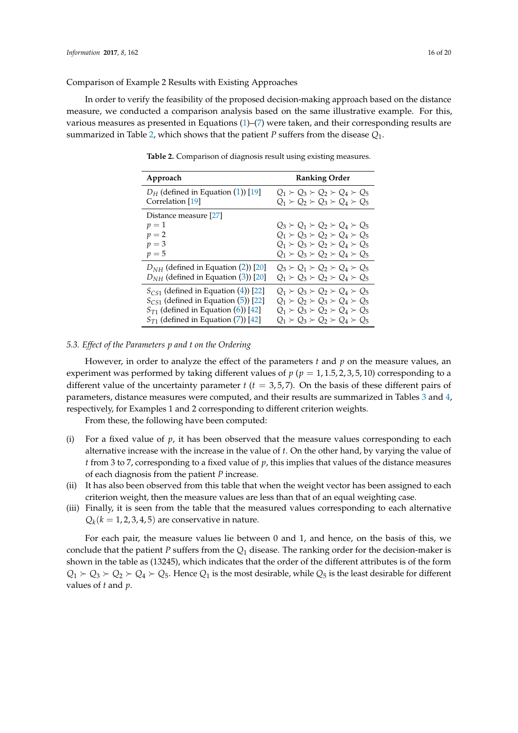Comparison of Example 2 Results with Existing Approaches

In order to verify the feasibility of the proposed decision-making approach based on the distance measure, we conducted a comparison analysis based on the same illustrative example. For this, various measures as presented in Equations (1)–(7) were taken, and their corresponding results are summarized in Table 2, which shows that the patient $P$ suffers from the disease $Q_1$.

**Table 2.** Comparison of diagnosis result using existing measures.

| Approach | Ranking Order |
|---|---|
| $D_H$ (defined in Equation (1)) [19] | $Q_1 \succ Q_3 \succ Q_2 \succ Q_4 \succ Q_5$ |
| Correlation [19] | $Q_1 \succ Q_2 \succ Q_3 \succ Q_4 \succ Q_5$ |
| Distance measure [27] | |
| $p = 1$ | $Q_3 \succ Q_1 \succ Q_2 \succ Q_4 \succ Q_5$ |
| $p = 2$ | $Q_1 \succ Q_3 \succ Q_2 \succ Q_4 \succ Q_5$ |
| $p = 3$ | $Q_1 \succ Q_3 \succ Q_2 \succ Q_4 \succ Q_5$ |
| $p = 5$ | $Q_1 \succ Q_3 \succ Q_2 \succ Q_4 \succ Q_5$ |
| $D_{NH}$ (defined in Equation (2)) [20] | $Q_3 \succ Q_1 \succ Q_2 \succ Q_4 \succ Q_5$ |
| $D_{NH}$ (defined in Equation (3)) [20] | $Q_1 \succ Q_3 \succ Q_2 \succ Q_4 \succ Q_5$ |
| $S_{CS1}$ (defined in Equation (4)) [22] | $Q_1 \succ Q_3 \succ Q_2 \succ Q_4 \succ Q_5$ |
| $S_{CS1}$ (defined in Equation (5)) [22] | $Q_1 \succ Q_2 \succ Q_3 \succ Q_4 \succ Q_5$ |
| $S_{T1}$ (defined in Equation (6)) [42] | $Q_1 \succ Q_3 \succ Q_2 \succ Q_4 \succ Q_5$ |
| $S_{T1}$ (defined in Equation (7)) [42] | $Q_1 \succ Q_3 \succ Q_2 \succ Q_4 \succ Q_5$ |

### *5.3. Effect of the Parameters p and t on the Ordering*

However, in order to analyze the effect of the parameters $t$ and $p$ on the measure values, an experiment was performed by taking different values of $p$ ($p = 1, 1.5, 2, 3, 5, 10$) corresponding to a different value of the uncertainty parameter $t$ ($t = 3, 5, 7$). On the basis of these different pairs of parameters, distance measures were computed, and their results are summarized in Tables 3 and 4, respectively, for Examples 1 and 2 corresponding to different criterion weights.

From these, the following have been computed:

(i) For a fixed value of $p$, it has been observed that the measure values corresponding to each alternative increase with the increase in the value of $t$. On the other hand, by varying the value of $t$ from 3 to 7, corresponding to a fixed value of $p$, this implies that values of the distance measures of each diagnosis from the patient $P$ increase.

(ii) It has also been observed from this table that when the weight vector has been assigned to each criterion weight, then the measure values are less than that of an equal weighting case.

(iii) Finally, it is seen from the table that the measured values corresponding to each alternative $Q_k (k = 1, 2, 3, 4, 5)$ are conservative in nature.

For each pair, the measure values lie between 0 and 1, and hence, on the basis of this, we conclude that the patient $P$ suffers from the $Q_1$ disease. The ranking order for the decision-maker is shown in the table as (13245), which indicates that the order of the different attributes is of the form $Q_1 \succ Q_3 \succ Q_2 \succ Q_4 \succ Q_5$. Hence $Q_1$ is the most desirable, while $Q_5$ is the least desirable for different values of $t$ and $p$.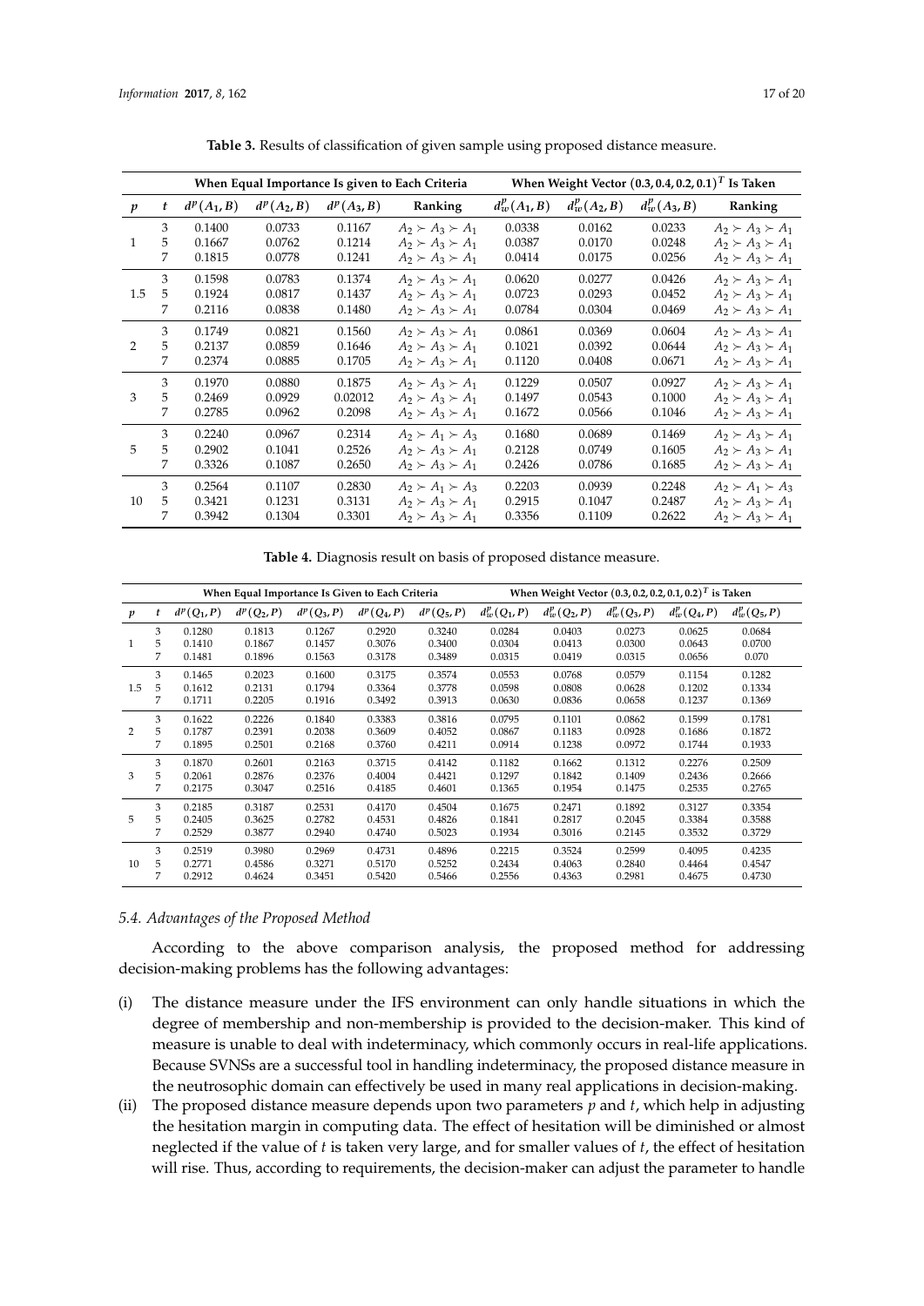**Table 3.** Results of classification of given sample using proposed distance measure.

| | | When Equal Importance Is given to Each Criteria | | | | When Weight Vector $(0.3, 0.4, 0.2, 0.1)^T$ Is Taken | | | |
|---|---|---|---|---|---|---|---|---|---|
| $p$ | $t$ | $d^p(A_1, B)$ | $d^p(A_2, B)$ | $d^p(A_3, B)$ | Ranking | $d_w^p(A_1, B)$ | $d_w^p(A_2, B)$ | $d_w^p(A_3, B)$ | Ranking |
| 1 | 3 | 0.1400 | 0.0733 | 0.1167 | $A_2 \succ A_3 \succ A_1$ | 0.0338 | 0.0162 | 0.0233 | $A_2 \succ A_3 \succ A_1$ |
| | 5 | 0.1667 | 0.0762 | 0.1214 | $A_2 \succ A_3 \succ A_1$ | 0.0387 | 0.0170 | 0.0248 | $A_2 \succ A_3 \succ A_1$ |
| | 7 | 0.1815 | 0.0778 | 0.1241 | $A_2 \succ A_3 \succ A_1$ | 0.0414 | 0.0175 | 0.0256 | $A_2 \succ A_3 \succ A_1$ |
| 1.5 | 3 | 0.1598 | 0.0783 | 0.1374 | $A_2 \succ A_3 \succ A_1$ | 0.0620 | 0.0277 | 0.0426 | $A_2 \succ A_3 \succ A_1$ |
| | 5 | 0.1924 | 0.0817 | 0.1437 | $A_2 \succ A_3 \succ A_1$ | 0.0723 | 0.0293 | 0.0452 | $A_2 \succ A_3 \succ A_1$ |
| | 7 | 0.2116 | 0.0838 | 0.1480 | $A_2 \succ A_3 \succ A_1$ | 0.0784 | 0.0304 | 0.0469 | $A_2 \succ A_3 \succ A_1$ |
| 2 | 3 | 0.1749 | 0.0821 | 0.1560 | $A_2 \succ A_3 \succ A_1$ | 0.0861 | 0.0369 | 0.0604 | $A_2 \succ A_3 \succ A_1$ |
| | 5 | 0.2137 | 0.0859 | 0.1646 | $A_2 \succ A_3 \succ A_1$ | 0.1021 | 0.0392 | 0.0644 | $A_2 \succ A_3 \succ A_1$ |
| | 7 | 0.2374 | 0.0885 | 0.1705 | $A_2 \succ A_3 \succ A_1$ | 0.1120 | 0.0408 | 0.0671 | $A_2 \succ A_3 \succ A_1$ |
| 3 | 3 | 0.1970 | 0.0880 | 0.1875 | $A_2 \succ A_3 \succ A_1$ | 0.1229 | 0.0507 | 0.0927 | $A_2 \succ A_3 \succ A_1$ |
| | 5 | 0.2469 | 0.0929 | 0.02012 | $A_2 \succ A_3 \succ A_1$ | 0.1497 | 0.0543 | 0.1000 | $A_2 \succ A_3 \succ A_1$ |
| | 7 | 0.2785 | 0.0962 | 0.2098 | $A_2 \succ A_3 \succ A_1$ | 0.1672 | 0.0566 | 0.1046 | $A_2 \succ A_3 \succ A_1$ |
| 5 | 3 | 0.2240 | 0.0967 | 0.2314 | $A_2 \succ A_1 \succ A_3$ | 0.1680 | 0.0689 | 0.1469 | $A_2 \succ A_3 \succ A_1$ |
| | 5 | 0.2902 | 0.1041 | 0.2526 | $A_2 \succ A_3 \succ A_1$ | 0.2128 | 0.0749 | 0.1605 | $A_2 \succ A_3 \succ A_1$ |
| | 7 | 0.3326 | 0.1087 | 0.2650 | $A_2 \succ A_3 \succ A_1$ | 0.2426 | 0.0786 | 0.1685 | $A_2 \succ A_3 \succ A_1$ |
| 10 | 3 | 0.2564 | 0.1107 | 0.2830 | $A_2 \succ A_1 \succ A_3$ | 0.2203 | 0.0939 | 0.2248 | $A_2 \succ A_1 \succ A_3$ |
| | 5 | 0.3421 | 0.1231 | 0.3131 | $A_2 \succ A_3 \succ A_1$ | 0.2915 | 0.1047 | 0.2487 | $A_2 \succ A_3 \succ A_1$ |
| | 7 | 0.3942 | 0.1304 | 0.3301 | $A_2 \succ A_3 \succ A_1$ | 0.3356 | 0.1109 | 0.2622 | $A_2 \succ A_3 \succ A_1$ |

**Table 4.** Diagnosis result on basis of proposed distance measure.

| | | When Equal Importance Is Given to Each Criteria | | | | | When Weight Vector $(0.3, 0.2, 0.2, 0.1, 0.2)^T$ is Taken | | | | |
|---|---|---|---|---|---|---|---|---|---|---|---|
| $p$ | $t$ | $d^p(Q_1, P)$ | $d^p(Q_2, P)$ | $d^p(Q_3, P)$ | $d^p(Q_4, P)$ | $d^p(Q_5, P)$ | $d_w^p(Q_1, P)$ | $d_w^p(Q_2, P)$ | $d_w^p(Q_3, P)$ | $d_w^p(Q_4, P)$ | $d_w^p(Q_5, P)$ |
| 1 | 3 | 0.1280 | 0.1813 | 0.1267 | 0.2920 | 0.3240 | 0.0284 | 0.0403 | 0.0273 | 0.0625 | 0.0684 |
| | 5 | 0.1410 | 0.1867 | 0.1457 | 0.3076 | 0.3400 | 0.0304 | 0.0413 | 0.0300 | 0.0643 | 0.0700 |
| | 7 | 0.1481 | 0.1896 | 0.1563 | 0.3178 | 0.3489 | 0.0315 | 0.0419 | 0.0315 | 0.0656 | 0.070 |
| 1.5 | 3 | 0.1465 | 0.2023 | 0.1600 | 0.3175 | 0.3574 | 0.0553 | 0.0768 | 0.0579 | 0.1154 | 0.1282 |
| | 5 | 0.1612 | 0.2131 | 0.1794 | 0.3364 | 0.3778 | 0.0598 | 0.0808 | 0.0628 | 0.1202 | 0.1334 |
| | 7 | 0.1711 | 0.2205 | 0.1916 | 0.3492 | 0.3913 | 0.0630 | 0.0836 | 0.0658 | 0.1237 | 0.1369 |
| 2 | 3 | 0.1622 | 0.2226 | 0.1840 | 0.3383 | 0.3816 | 0.0795 | 0.1101 | 0.0862 | 0.1599 | 0.1781 |
| | 5 | 0.1787 | 0.2391 | 0.2038 | 0.3609 | 0.4052 | 0.0867 | 0.1183 | 0.0928 | 0.1686 | 0.1872 |
| | 7 | 0.1895 | 0.2501 | 0.2168 | 0.3760 | 0.4211 | 0.0914 | 0.1238 | 0.0972 | 0.1744 | 0.1933 |
| 3 | 3 | 0.1870 | 0.2601 | 0.2163 | 0.3715 | 0.4142 | 0.1182 | 0.1662 | 0.1312 | 0.2276 | 0.2509 |
| | 5 | 0.2061 | 0.2876 | 0.2376 | 0.4004 | 0.4421 | 0.1297 | 0.1842 | 0.1409 | 0.2436 | 0.2666 |
| | 7 | 0.2175 | 0.3047 | 0.2516 | 0.4185 | 0.4601 | 0.1365 | 0.1954 | 0.1475 | 0.2535 | 0.2765 |
| 5 | 3 | 0.2185 | 0.3187 | 0.2531 | 0.4170 | 0.4504 | 0.1675 | 0.2471 | 0.1892 | 0.3127 | 0.3354 |
| | 5 | 0.2405 | 0.3625 | 0.2782 | 0.4531 | 0.4826 | 0.1841 | 0.2817 | 0.2045 | 0.3384 | 0.3588 |
| | 7 | 0.2529 | 0.3877 | 0.2940 | 0.4740 | 0.5023 | 0.1934 | 0.3016 | 0.2145 | 0.3532 | 0.3729 |
| 10 | 3 | 0.2519 | 0.3980 | 0.2969 | 0.4731 | 0.4896 | 0.2215 | 0.3524 | 0.2599 | 0.4095 | 0.4235 |
| | 5 | 0.2771 | 0.4586 | 0.3271 | 0.5170 | 0.5252 | 0.2434 | 0.4063 | 0.2840 | 0.4464 | 0.4547 |
| | 7 | 0.2912 | 0.4624 | 0.3451 | 0.5420 | 0.5466 | 0.2556 | 0.4363 | 0.2981 | 0.4675 | 0.4730 |

### 5.4. Advantages of the Proposed Method

According to the above comparison analysis, the proposed method for addressing decision-making problems has the following advantages:

(i) The distance measure under the IFS environment can only handle situations in which the degree of membership and non-membership is provided to the decision-maker. This kind of measure is unable to deal with indeterminacy, which commonly occurs in real-life applications. Because SVNSs are a successful tool in handling indeterminacy, the proposed distance measure in the neutrosophic domain can effectively be used in many real applications in decision-making.

(ii) The proposed distance measure depends upon two parameters $p$ and $t$, which help in adjusting the hesitation margin in computing data. The effect of hesitation will be diminished or almost neglected if the value of $t$ is taken very large, and for smaller values of $t$, the effect of hesitation will rise. Thus, according to requirements, the decision-maker can adjust the parameter to handle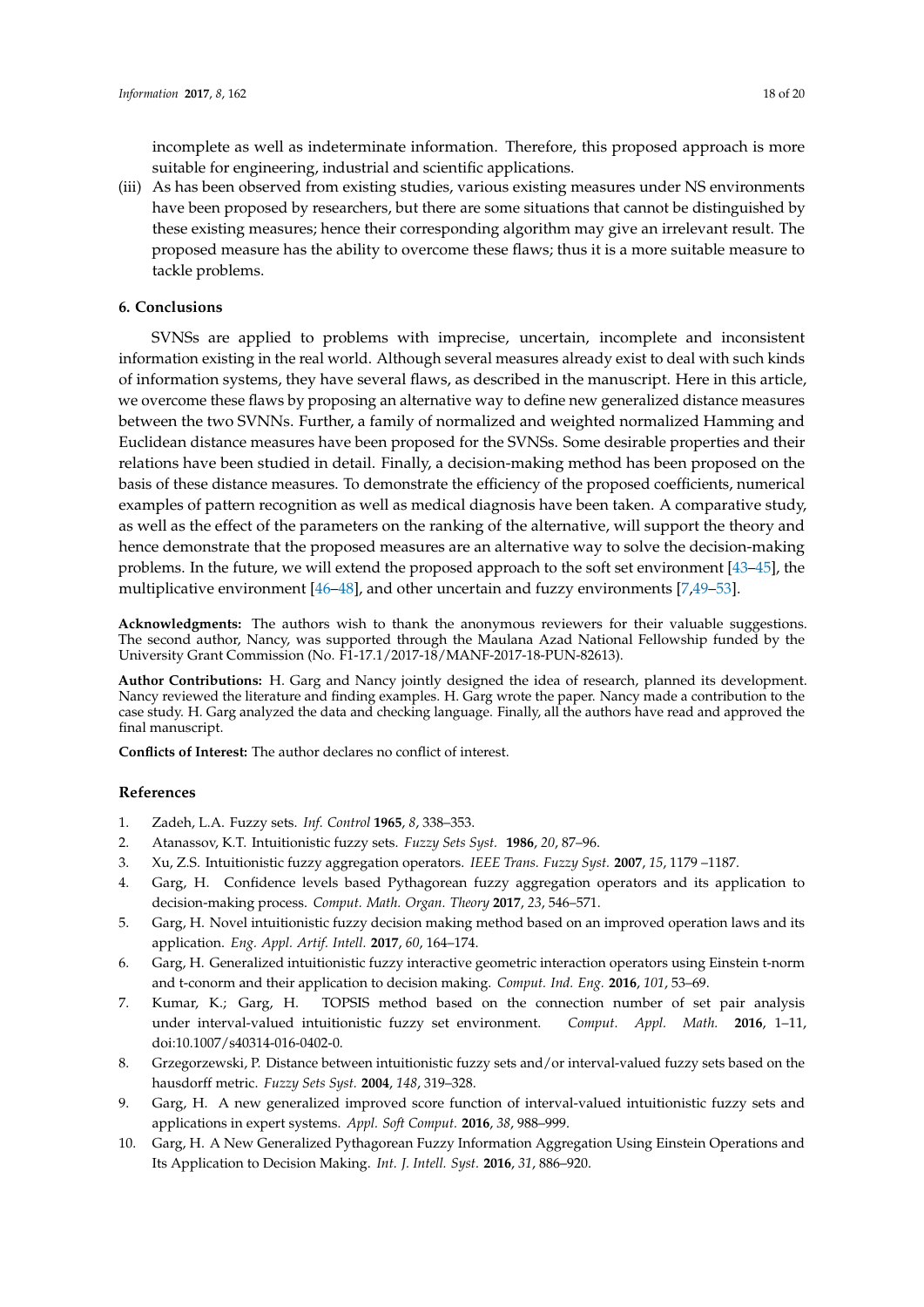incomplete as well as indeterminate information. Therefore, this proposed approach is more suitable for engineering, industrial and scientific applications.

(iii) As has been observed from existing studies, various existing measures under NS environments have been proposed by researchers, but there are some situations that cannot be distinguished by these existing measures; hence their corresponding algorithm may give an irrelevant result. The proposed measure has the ability to overcome these flaws; thus it is a more suitable measure to tackle problems.

## 6. Conclusions

SVNSs are applied to problems with imprecise, uncertain, incomplete and inconsistent information existing in the real world. Although several measures already exist to deal with such kinds of information systems, they have several flaws, as described in the manuscript. Here in this article, we overcome these flaws by proposing an alternative way to define new generalized distance measures between the two SVNNs. Further, a family of normalized and weighted normalized Hamming and Euclidean distance measures have been proposed for the SVNSs. Some desirable properties and their relations have been studied in detail. Finally, a decision-making method has been proposed on the basis of these distance measures. To demonstrate the efficiency of the proposed coefficients, numerical examples of pattern recognition as well as medical diagnosis have been taken. A comparative study, as well as the effect of the parameters on the ranking of the alternative, will support the theory and hence demonstrate that the proposed measures are an alternative way to solve the decision-making problems. In the future, we will extend the proposed approach to the soft set environment [43–45], the multiplicative environment [46–48], and other uncertain and fuzzy environments [7,49–53].

**Acknowledgments:** The authors wish to thank the anonymous reviewers for their valuable suggestions. The second author, Nancy, was supported through the Maulana Azad National Fellowship funded by the University Grant Commission (No. F1-17.1/2017-18/MANF-2017-18-PUN-82613).

**Author Contributions:** H. Garg and Nancy jointly designed the idea of research, planned its development. Nancy reviewed the literature and finding examples. H. Garg wrote the paper. Nancy made a contribution to the case study. H. Garg analyzed the data and checking language. Finally, all the authors have read and approved the final manuscript.

**Conflicts of Interest:** The author declares no conflict of interest.

## References

1. Zadeh, L.A. Fuzzy sets. *Inf. Control* **1965**, *8*, 338–353.
2. Atanassov, K.T. Intuitionistic fuzzy sets. *Fuzzy Sets Syst.* **1986**, *20*, 87–96.
3. Xu, Z.S. Intuitionistic fuzzy aggregation operators. *IEEE Trans. Fuzzy Syst.* **2007**, *15*, 1179 –1187.
4. Garg, H. Confidence levels based Pythagorean fuzzy aggregation operators and its application to decision-making process. *Comput. Math. Organ. Theory* **2017**, *23*, 546–571.
5. Garg, H. Novel intuitionistic fuzzy decision making method based on an improved operation laws and its application. *Eng. Appl. Artif. Intell.* **2017**, *60*, 164–174.
6. Garg, H. Generalized intuitionistic fuzzy interactive geometric interaction operators using Einstein t-norm and t-conorm and their application to decision making. *Comput. Ind. Eng.* **2016**, *101*, 53–69.
7. Kumar, K.; Garg, H. TOPSIS method based on the connection number of set pair analysis under interval-valued intuitionistic fuzzy set environment. *Comput. Appl. Math.* **2016**, 1–11, doi:10.1007/s40314-016-0402-0.
8. Grzegorzewski, P. Distance between intuitionistic fuzzy sets and/or interval-valued fuzzy sets based on the hausdorff metric. *Fuzzy Sets Syst.* **2004**, *148*, 319–328.
9. Garg, H. A new generalized improved score function of interval-valued intuitionistic fuzzy sets and applications in expert systems. *Appl. Soft Comput.* **2016**, *38*, 988–999.
10. Garg, H. A New Generalized Pythagorean Fuzzy Information Aggregation Using Einstein Operations and Its Application to Decision Making. *Int. J. Intell. Syst.* **2016**, *31*, 886–920.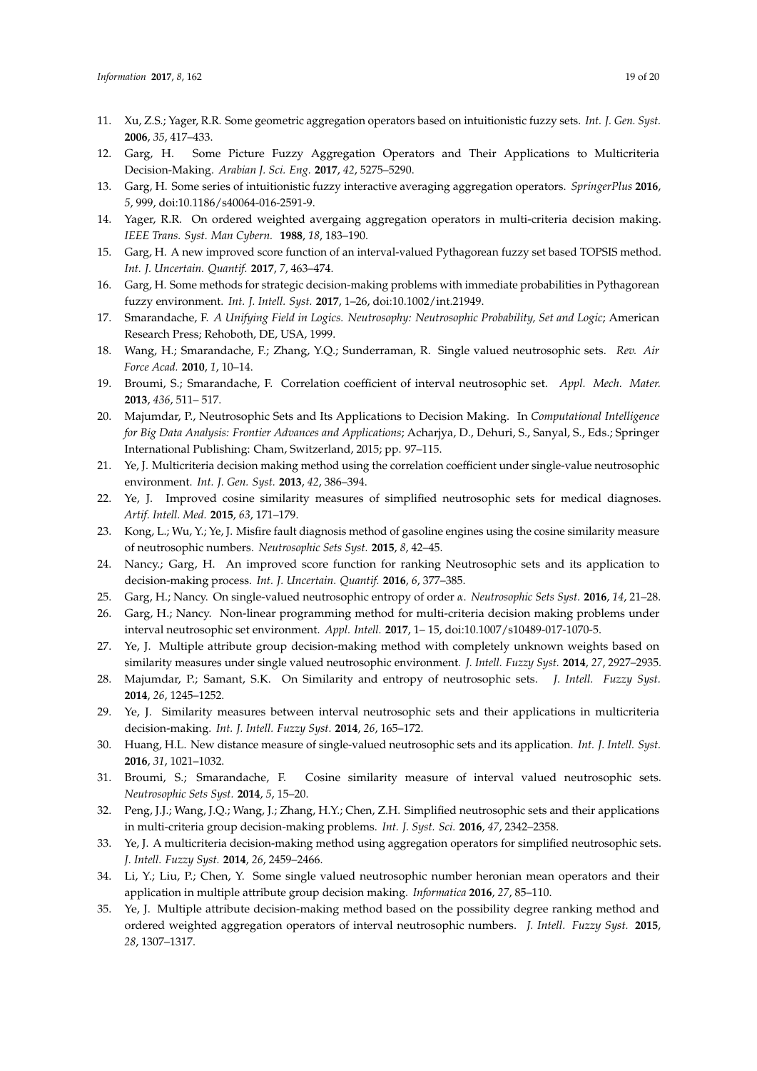11. Xu, Z.S.; Yager, R.R. Some geometric aggregation operators based on intuitionistic fuzzy sets. *Int. J. Gen. Syst.* **2006**, *35*, 417–433.
12. Garg, H. Some Picture Fuzzy Aggregation Operators and Their Applications to Multicriteria Decision-Making. *Arabian J. Sci. Eng.* **2017**, *42*, 5275–5290.
13. Garg, H. Some series of intuitionistic fuzzy interactive averaging aggregation operators. *SpringerPlus* **2016**, *5*, 999, doi:10.1186/s40064-016-2591-9.
14. Yager, R.R. On ordered weighted avergaing aggregation operators in multi-criteria decision making. *IEEE Trans. Syst. Man Cybern.* **1988**, *18*, 183–190.
15. Garg, H. A new improved score function of an interval-valued Pythagorean fuzzy set based TOPSIS method. *Int. J. Uncertain. Quantif.* **2017**, *7*, 463–474.
16. Garg, H. Some methods for strategic decision-making problems with immediate probabilities in Pythagorean fuzzy environment. *Int. J. Intell. Syst.* **2017**, 1–26, doi:10.1002/int.21949.
17. Smarandache, F. *A Unifying Field in Logics. Neutrosophy: Neutrosophic Probability, Set and Logic*; American Research Press; Rehoboth, DE, USA, 1999.
18. Wang, H.; Smarandache, F.; Zhang, Y.Q.; Sunderraman, R. Single valued neutrosophic sets. *Rev. Air Force Acad.* **2010**, *1*, 10–14.
19. Broumi, S.; Smarandache, F. Correlation coefficient of interval neutrosophic set. *Appl. Mech. Mater.* **2013**, *436*, 511– 517.
20. Majumdar, P., Neutrosophic Sets and Its Applications to Decision Making. In *Computational Intelligence for Big Data Analysis: Frontier Advances and Applications*; Acharjya, D., Dehuri, S., Sanyal, S., Eds.; Springer International Publishing: Cham, Switzerland, 2015; pp. 97–115.
21. Ye, J. Multicriteria decision making method using the correlation coefficient under single-value neutrosophic environment. *Int. J. Gen. Syst.* **2013**, *42*, 386–394.
22. Ye, J. Improved cosine similarity measures of simplified neutrosophic sets for medical diagnoses. *Artif. Intell. Med.* **2015**, *63*, 171–179.
23. Kong, L.; Wu, Y.; Ye, J. Misfire fault diagnosis method of gasoline engines using the cosine similarity measure of neutrosophic numbers. *Neutrosophic Sets Syst.* **2015**, *8*, 42–45.
24. Nancy.; Garg, H. An improved score function for ranking Neutrosophic sets and its application to decision-making process. *Int. J. Uncertain. Quantif.* **2016**, *6*, 377–385.
25. Garg, H.; Nancy. On single-valued neutrosophic entropy of order $\alpha$. *Neutrosophic Sets Syst.* **2016**, *14*, 21–28.
26. Garg, H.; Nancy. Non-linear programming method for multi-criteria decision making problems under interval neutrosophic set environment. *Appl. Intell.* **2017**, 1– 15, doi:10.1007/s10489-017-1070-5.
27. Ye, J. Multiple attribute group decision-making method with completely unknown weights based on similarity measures under single valued neutrosophic environment. *J. Intell. Fuzzy Syst.* **2014**, *27*, 2927–2935.
28. Majumdar, P.; Samant, S.K. On Similarity and entropy of neutrosophic sets. *J. Intell. Fuzzy Syst.* **2014**, *26*, 1245–1252.
29. Ye, J. Similarity measures between interval neutrosophic sets and their applications in multicriteria decision-making. *Int. J. Intell. Fuzzy Syst.* **2014**, *26*, 165–172.
30. Huang, H.L. New distance measure of single-valued neutrosophic sets and its application. *Int. J. Intell. Syst.* **2016**, *31*, 1021–1032.
31. Broumi, S.; Smarandache, F. Cosine similarity measure of interval valued neutrosophic sets. *Neutrosophic Sets Syst.* **2014**, *5*, 15–20.
32. Peng, J.J.; Wang, J.Q.; Wang, J.; Zhang, H.Y.; Chen, Z.H. Simplified neutrosophic sets and their applications in multi-criteria group decision-making problems. *Int. J. Syst. Sci.* **2016**, *47*, 2342–2358.
33. Ye, J. A multicriteria decision-making method using aggregation operators for simplified neutrosophic sets. *J. Intell. Fuzzy Syst.* **2014**, *26*, 2459–2466.
34. Li, Y.; Liu, P.; Chen, Y. Some single valued neutrosophic number heronian mean operators and their application in multiple attribute group decision making. *Informatica* **2016**, *27*, 85–110.
35. Ye, J. Multiple attribute decision-making method based on the possibility degree ranking method and ordered weighted aggregation operators of interval neutrosophic numbers. *J. Intell. Fuzzy Syst.* **2015**, *28*, 1307–1317.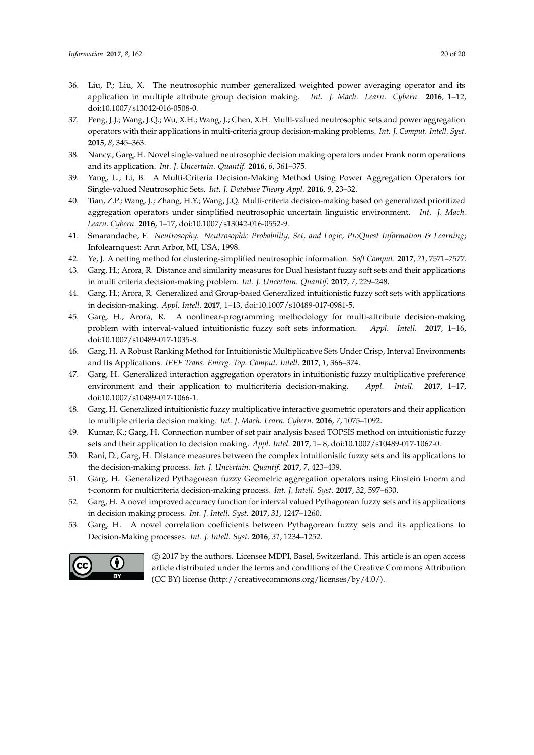36. Liu, P.; Liu, X. The neutrosophic number generalized weighted power averaging operator and its application in multiple attribute group decision making. *Int. J. Mach. Learn. Cybern.* **2016**, 1–12, doi:10.1007/s13042-016-0508-0.
37. Peng, J.J.; Wang, J.Q.; Wu, X.H.; Wang, J.; Chen, X.H. Multi-valued neutrosophic sets and power aggregation operators with their applications in multi-criteria group decision-making problems. *Int. J. Comput. Intell. Syst.* **2015**, *8*, 345–363.
38. Nancy.; Garg, H. Novel single-valued neutrosophic decision making operators under Frank norm operations and its application. *Int. J. Uncertain. Quantif.* **2016**, *6*, 361–375.
39. Yang, L.; Li, B. A Multi-Criteria Decision-Making Method Using Power Aggregation Operators for Single-valued Neutrosophic Sets. *Int. J. Database Theory Appl.* **2016**, *9*, 23–32.
40. Tian, Z.P.; Wang, J.; Zhang, H.Y.; Wang, J.Q. Multi-criteria decision-making based on generalized prioritized aggregation operators under simplified neutrosophic uncertain linguistic environment. *Int. J. Mach. Learn. Cybern.* **2016**, 1–17, doi:10.1007/s13042-016-0552-9.
41. Smarandache, F. *Neutrosophy. Neutrosophic Probability, Set, and Logic, ProQuest Information & Learning*; Infolearnquest: Ann Arbor, MI, USA, 1998.
42. Ye, J. A netting method for clustering-simplified neutrosophic information. *Soft Comput.* **2017**, *21*, 7571–7577.
43. Garg, H.; Arora, R. Distance and similarity measures for Dual hesistant fuzzy soft sets and their applications in multi criteria decision-making problem. *Int. J. Uncertain. Quantif.* **2017**, *7*, 229–248.
44. Garg, H.; Arora, R. Generalized and Group-based Generalized intuitionistic fuzzy soft sets with applications in decision-making. *Appl. Intell.* **2017**, 1–13, doi:10.1007/s10489-017-0981-5.
45. Garg, H.; Arora, R. A nonlinear-programming methodology for multi-attribute decision-making problem with interval-valued intuitionistic fuzzy soft sets information. *Appl. Intell.* **2017**, 1–16, doi:10.1007/s10489-017-1035-8.
46. Garg, H. A Robust Ranking Method for Intuitionistic Multiplicative Sets Under Crisp, Interval Environments and Its Applications. *IEEE Trans. Emerg. Top. Comput. Intell.* **2017**, *1*, 366–374.
47. Garg, H. Generalized interaction aggregation operators in intuitionistic fuzzy multiplicative preference environment and their application to multicriteria decision-making. *Appl. Intell.* **2017**, 1–17, doi:10.1007/s10489-017-1066-1.
48. Garg, H. Generalized intuitionistic fuzzy multiplicative interactive geometric operators and their application to multiple criteria decision making. *Int. J. Mach. Learn. Cybern.* **2016**, *7*, 1075–1092.
49. Kumar, K.; Garg, H. Connection number of set pair analysis based TOPSIS method on intuitionistic fuzzy sets and their application to decision making. *Appl. Intel.* **2017**, 1– 8, doi:10.1007/s10489-017-1067-0.
50. Rani, D.; Garg, H. Distance measures between the complex intuitionistic fuzzy sets and its applications to the decision-making process. *Int. J. Uncertain. Quantif.* **2017**, *7*, 423–439.
51. Garg, H. Generalized Pythagorean fuzzy Geometric aggregation operators using Einstein t-norm and t-conorm for multicriteria decision-making process. *Int. J. Intell. Syst.* **2017**, *32*, 597–630.
52. Garg, H. A novel improved accuracy function for interval valued Pythagorean fuzzy sets and its applications in decision making process. *Int. J. Intell. Syst.* **2017**, *31*, 1247–1260.
53. Garg, H. A novel correlation coefficients between Pythagorean fuzzy sets and its applications to Decision-Making processes. *Int. J. Intell. Syst.* **2016**, *31*, 1234–1252.

© 2017 by the authors. Licensee MDPI, Basel, Switzerland. This article is an open access article distributed under the terms and conditions of the Creative Commons Attribution (CC BY) license (http://creativecommons.org/licenses/by/4.0/).